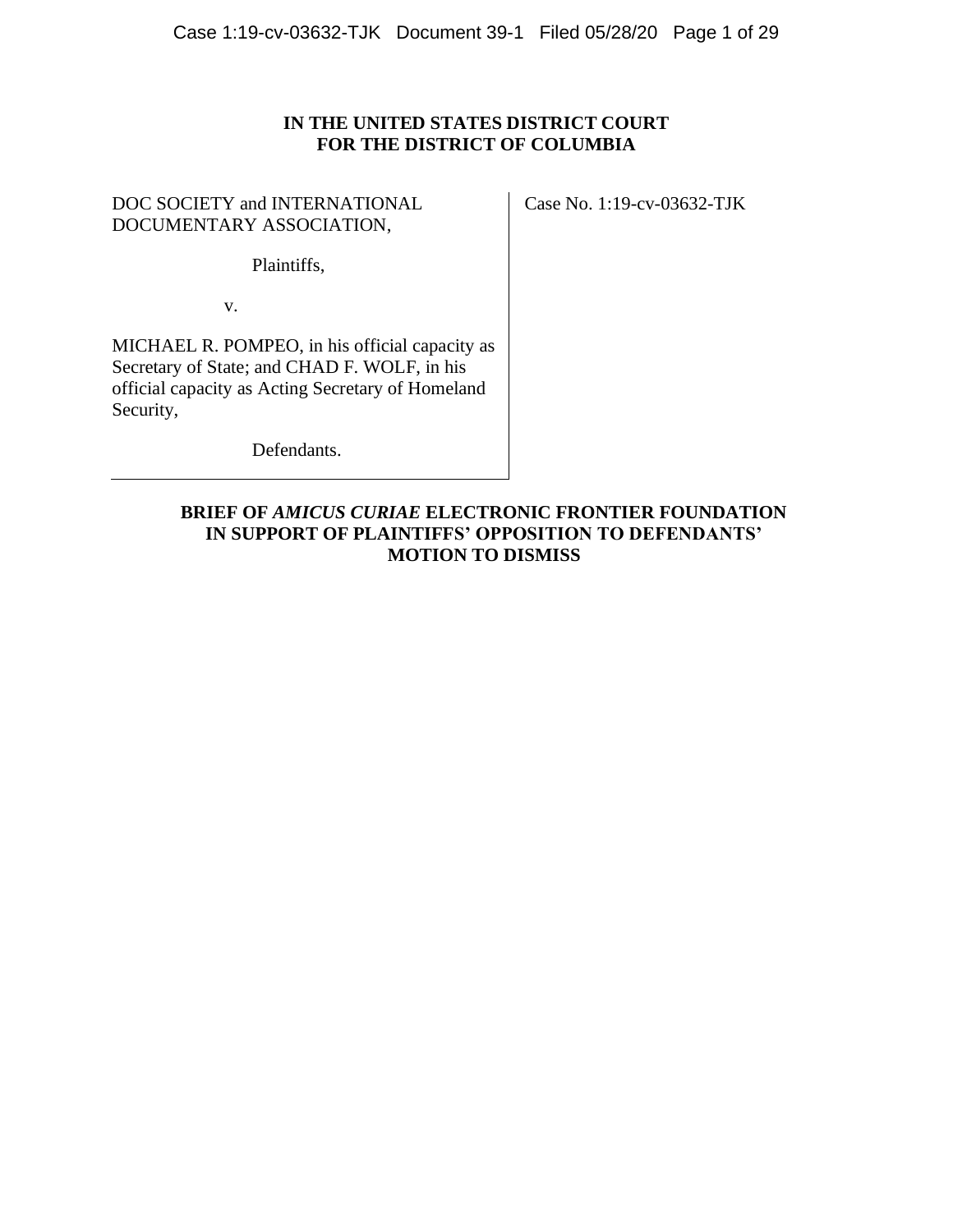**IN THE UNITED STATES DISTRICT COURT**
**FOR THE DISTRICT OF COLUMBIA**

| | |
|---|---|
| DOC SOCIETY and INTERNATIONAL DOCUMENTARY ASSOCIATION,<br><br>Plaintiffs,<br><br>v.<br><br>MICHAEL R. POMPEO, in his official capacity as Secretary of State; and CHAD F. WOLF, in his official capacity as Acting Secretary of Homeland Security,<br><br>Defendants. | Case No. 1:19-cv-03632-TJK |

**BRIEF OF *AMICUS CURIAE* ELECTRONIC FRONTIER FOUNDATION IN SUPPORT OF PLAINTIFFS' OPPOSITION TO DEFENDANTS' MOTION TO DISMISS**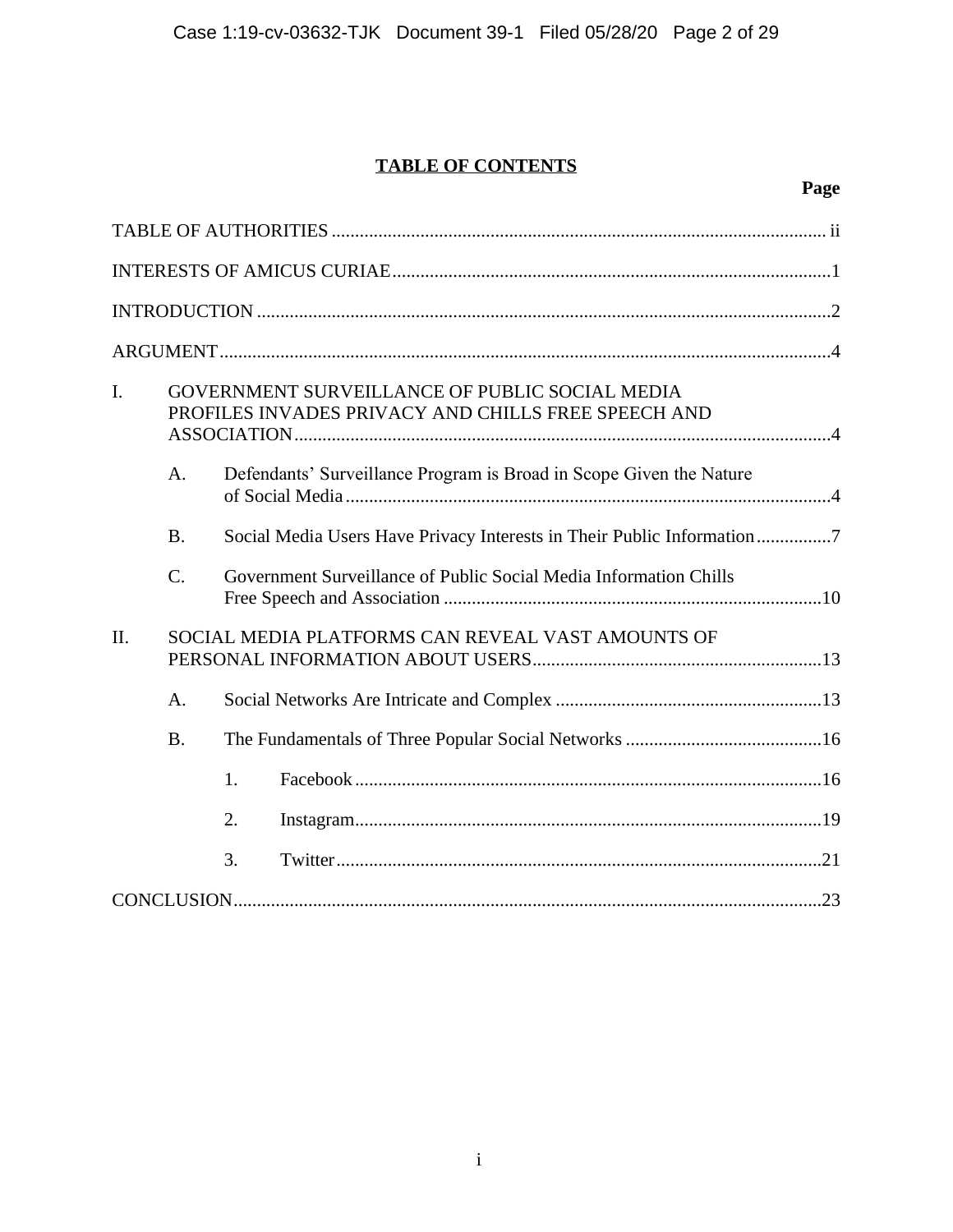# TABLE OF CONTENTS

**Page**

TABLE OF AUTHORITIES .......... ii

INTERESTS OF AMICUS CURIAE .......... 1

INTRODUCTION .......... 2

ARGUMENT .......... 4

I. GOVERNMENT SURVEILLANCE OF PUBLIC SOCIAL MEDIA PROFILES INVADES PRIVACY AND CHILLS FREE SPEECH AND ASSOCIATION .......... 4

- A. Defendants' Surveillance Program is Broad in Scope Given the Nature of Social Media .......... 4
- B. Social Media Users Have Privacy Interests in Their Public Information .......... 7
- C. Government Surveillance of Public Social Media Information Chills Free Speech and Association .......... 10

II. SOCIAL MEDIA PLATFORMS CAN REVEAL VAST AMOUNTS OF PERSONAL INFORMATION ABOUT USERS .......... 13

- A. Social Networks Are Intricate and Complex .......... 13
- B. The Fundamentals of Three Popular Social Networks .......... 16
  1. Facebook .......... 16
  2. Instagram .......... 19
  3. Twitter .......... 21

CONCLUSION .......... 23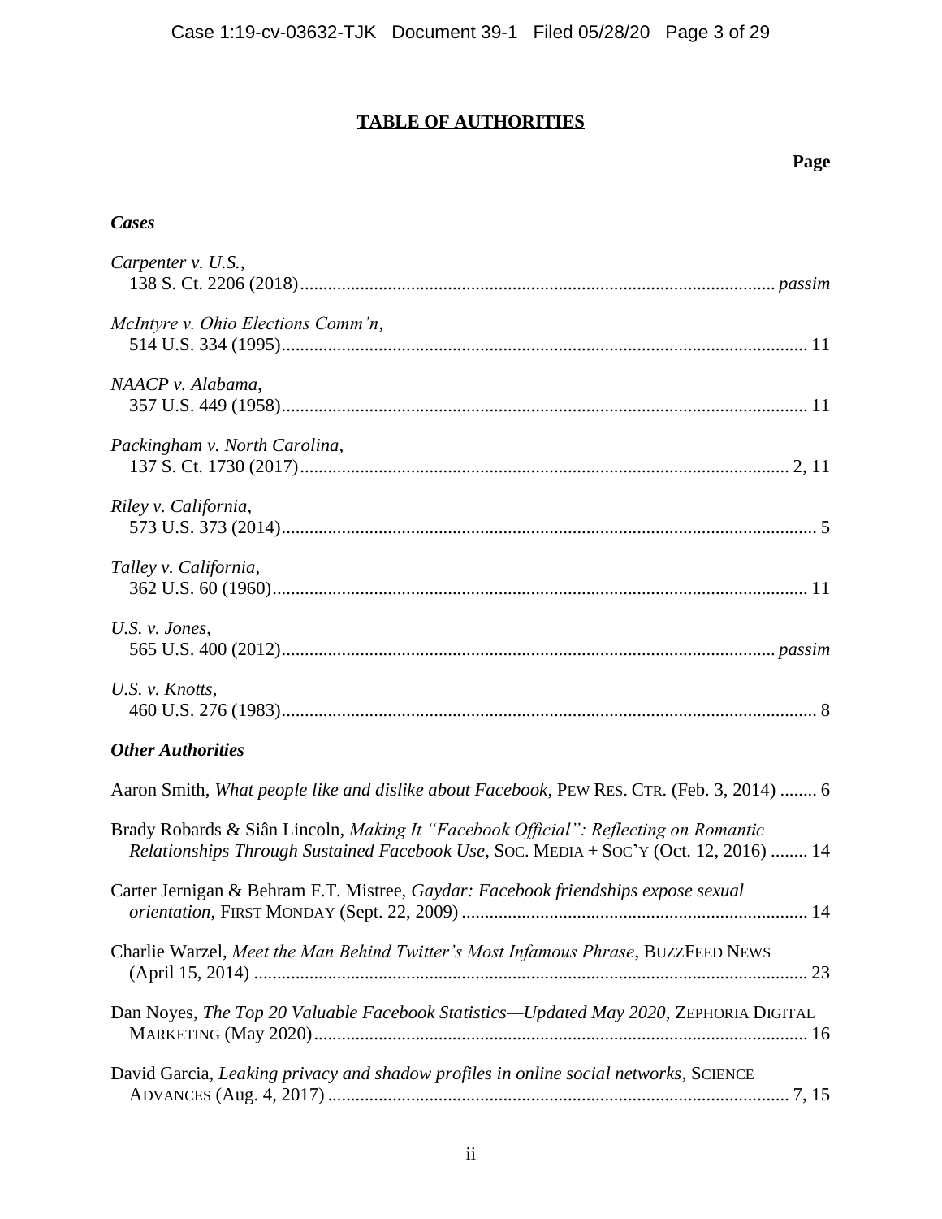## TABLE OF AUTHORITIES

**Page**

### *Cases*

*Carpenter v. U.S.*,
138 S. Ct. 2206 (2018)........................................................................................................ *passim*

*McIntyre v. Ohio Elections Comm'n*,
514 U.S. 334 (1995)................................................................................................................. 11

*NAACP v. Alabama*,
357 U.S. 449 (1958)................................................................................................................. 11

*Packingham v. North Carolina*,
137 S. Ct. 1730 (2017)........................................................................................................ 2, 11

*Riley v. California*,
573 U.S. 373 (2014)................................................................................................................... 5

*Talley v. California*,
362 U.S. 60 (1960)................................................................................................................... 11

*U.S. v. Jones*,
565 U.S. 400 (2012)........................................................................................................ *passim*

*U.S. v. Knotts*,
460 U.S. 276 (1983)................................................................................................................... 8

### *Other Authorities*

Aaron Smith, *What people like and dislike about Facebook*, PEW RES. CTR. (Feb. 3, 2014) ........ 6

Brady Robards & Siân Lincoln, *Making It "Facebook Official": Reflecting on Romantic Relationships Through Sustained Facebook Use*, SOC. MEDIA + SOC'Y (Oct. 12, 2016) ........ 14

Carter Jernigan & Behram F.T. Mistree, *Gaydar: Facebook friendships expose sexual orientation*, FIRST MONDAY (Sept. 22, 2009) .......................................................................... 14

Charlie Warzel, *Meet the Man Behind Twitter's Most Infamous Phrase*, BUZZFEED NEWS (April 15, 2014) ....................................................................................................................... 23

Dan Noyes, *The Top 20 Valuable Facebook Statistics—Updated May 2020*, ZEPHORIA DIGITAL MARKETING (May 2020).......................................................................................................... 16

David Garcia, *Leaking privacy and shadow profiles in online social networks*, SCIENCE ADVANCES (Aug. 4, 2017) .................................................................................................. 7, 15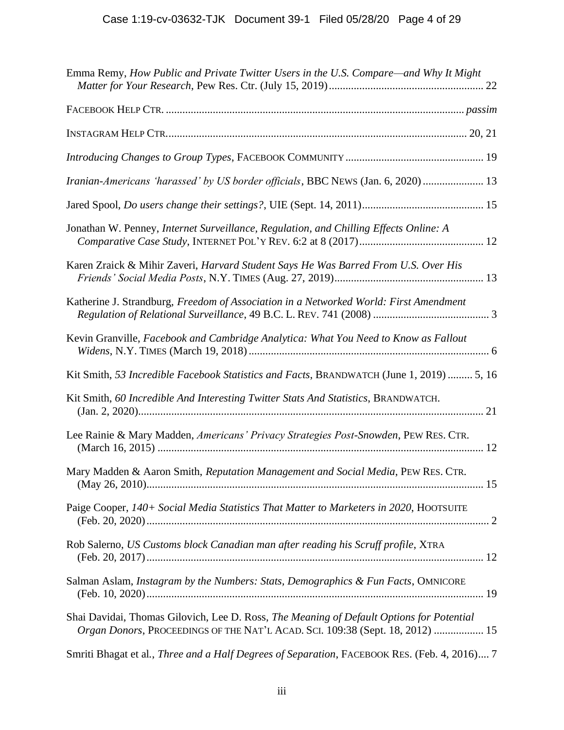Emma Remy, *How Public and Private Twitter Users in the U.S. Compare—and Why It Might Matter for Your Research*, Pew Res. Ctr. (July 15, 2019) ........................................................ 22

FACEBOOK HELP CTR. ........................................................................................................... *passim*

INSTAGRAM HELP CTR. ........................................................................................................ 20, 21

*Introducing Changes to Group Types*, FACEBOOK COMMUNITY ................................................. 19

*Iranian-Americans 'harassed' by US border officials*, BBC NEWS (Jan. 6, 2020) ...................... 13

Jared Spool, *Do users change their settings?*, UIE (Sept. 14, 2011) ........................................... 15

Jonathan W. Penney, *Internet Surveillance, Regulation, and Chilling Effects Online: A Comparative Case Study*, INTERNET POL'Y REV. 6:2 at 8 (2017) ............................................ 12

Karen Zraick & Mihir Zaveri, *Harvard Student Says He Was Barred From U.S. Over His Friends' Social Media Posts*, N.Y. TIMES (Aug. 27, 2019) ..................................................... 13

Katherine J. Strandburg, *Freedom of Association in a Networked World: First Amendment Regulation of Relational Surveillance*, 49 B.C. L. REV. 741 (2008) .......................................... 3

Kevin Granville, *Facebook and Cambridge Analytica: What You Need to Know as Fallout Widens*, N.Y. TIMES (March 19, 2018) ....................................................................................... 6

Kit Smith, *53 Incredible Facebook Statistics and Facts*, BRANDWATCH (June 1, 2019) ......... 5, 16

Kit Smith, *60 Incredible And Interesting Twitter Stats And Statistics*, BRANDWATCH. (Jan. 2, 2020) ............................................................................................................................ 21

Lee Rainie & Mary Madden, *Americans' Privacy Strategies Post-Snowden*, PEW RES. CTR. (March 16, 2015) ..................................................................................................................... 12

Mary Madden & Aaron Smith, *Reputation Management and Social Media*, PEW RES. CTR. (May 26, 2010) ......................................................................................................................... 15

Paige Cooper, *140+ Social Media Statistics That Matter to Marketers in 2020*, HOOTSUITE (Feb. 20, 2020) ........................................................................................................................... 2

Rob Salerno, *US Customs block Canadian man after reading his Scruff profile*, XTRA (Feb. 20, 2017) ......................................................................................................................... 12

Salman Aslam, *Instagram by the Numbers: Stats, Demographics & Fun Facts*, OMNICORE (Feb. 10, 2020) ......................................................................................................................... 19

Shai Davidai, Thomas Gilovich, Lee D. Ross, *The Meaning of Default Options for Potential Organ Donors*, PROCEEDINGS OF THE NAT'L ACAD. SCI. 109:38 (Sept. 18, 2012) .................. 15

Smriti Bhagat et al., *Three and a Half Degrees of Separation*, FACEBOOK RES. (Feb. 4, 2016).... 7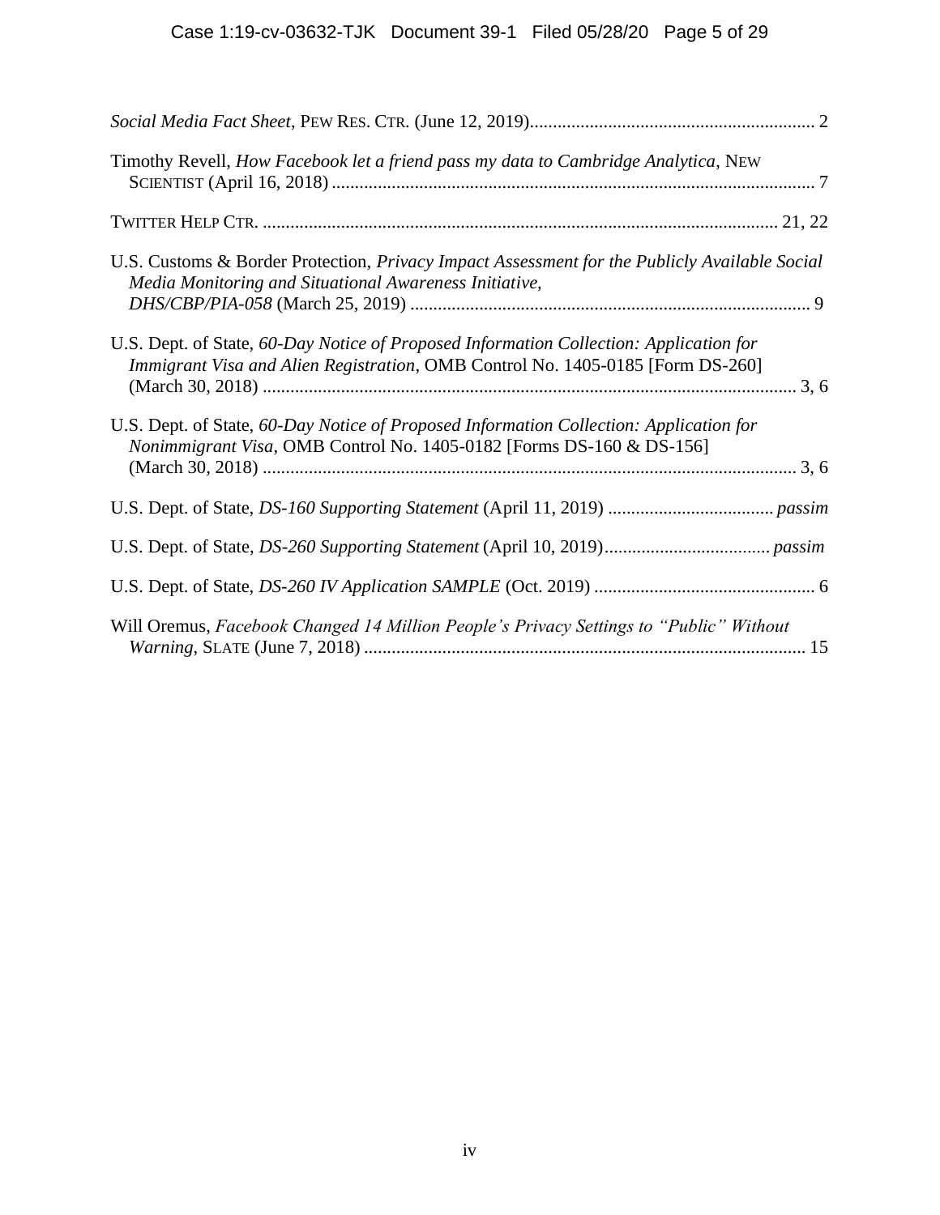*Social Media Fact Sheet*, PEW RES. CTR. (June 12, 2019)............................................................. 2

Timothy Revell, *How Facebook let a friend pass my data to Cambridge Analytica*, NEW SCIENTIST (April 16, 2018)........................................................................................................ 7

TWITTER HELP CTR. ................................................................................................................ 21, 22

U.S. Customs & Border Protection, *Privacy Impact Assessment for the Publicly Available Social Media Monitoring and Situational Awareness Initiative, DHS/CBP/PIA-058* (March 25, 2019) ...................................................................................... 9

U.S. Dept. of State, *60-Day Notice of Proposed Information Collection: Application for Immigrant Visa and Alien Registration*, OMB Control No. 1405-0185 [Form DS-260] (March 30, 2018) .................................................................................................................... 3, 6

U.S. Dept. of State, *60-Day Notice of Proposed Information Collection: Application for Nonimmigrant Visa*, OMB Control No. 1405-0182 [Forms DS-160 & DS-156] (March 30, 2018) .................................................................................................................... 3, 6

U.S. Dept. of State, *DS-160 Supporting Statement* (April 11, 2019) .................................... *passim*

U.S. Dept. of State, *DS-260 Supporting Statement* (April 10, 2019).................................... *passim*

U.S. Dept. of State, *DS-260 IV Application SAMPLE* (Oct. 2019) ................................................ 6

Will Oremus, *Facebook Changed 14 Million People's Privacy Settings to "Public" Without Warning*, SLATE (June 7, 2018) ............................................................................................... 15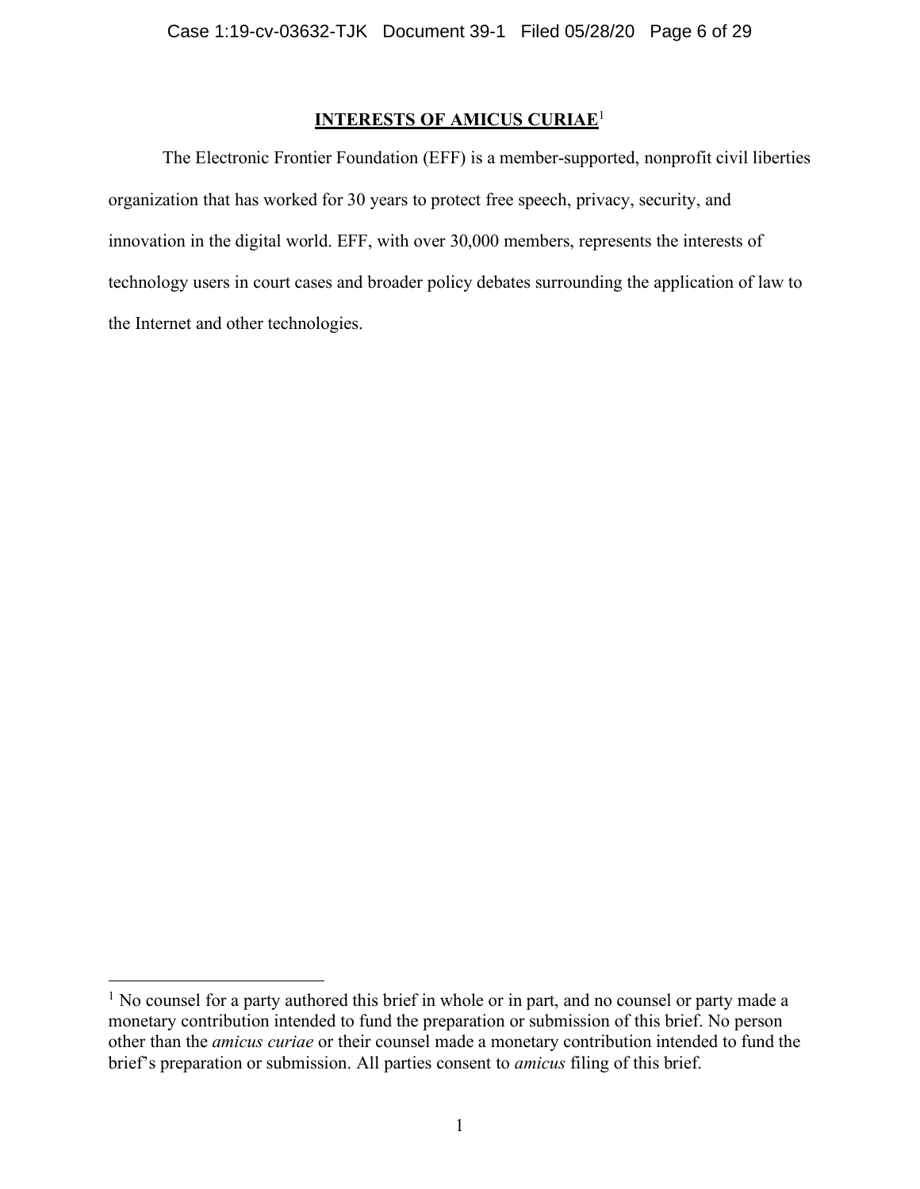## **INTERESTS OF AMICUS CURIAE**[1]

The Electronic Frontier Foundation (EFF) is a member-supported, nonprofit civil liberties organization that has worked for 30 years to protect free speech, privacy, security, and innovation in the digital world. EFF, with over 30,000 members, represents the interests of technology users in court cases and broader policy debates surrounding the application of law to the Internet and other technologies.

---

[1] No counsel for a party authored this brief in whole or in part, and no counsel or party made a monetary contribution intended to fund the preparation or submission of this brief. No person other than the *amicus curiae* or their counsel made a monetary contribution intended to fund the brief's preparation or submission. All parties consent to *amicus* filing of this brief.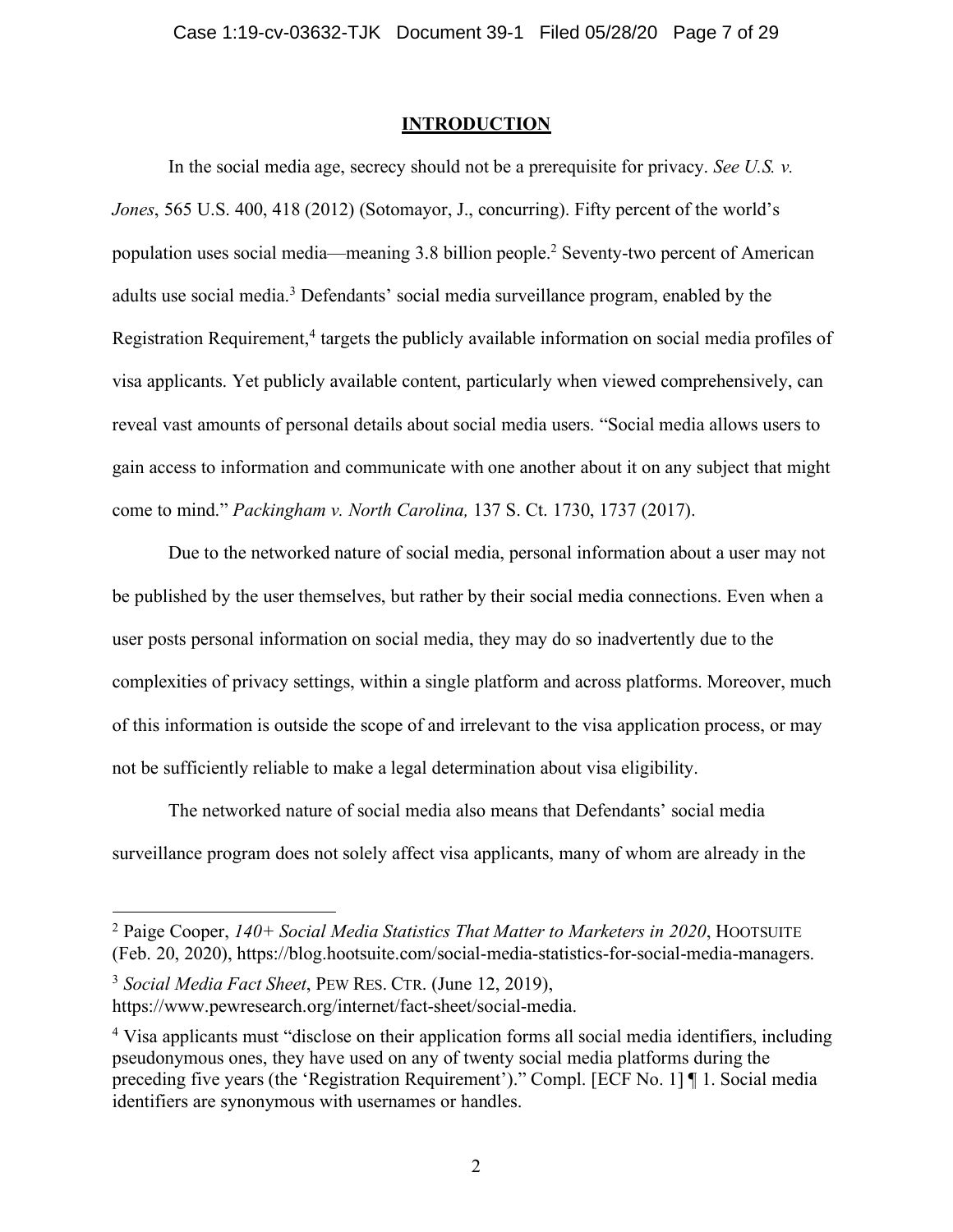## INTRODUCTION

In the social media age, secrecy should not be a prerequisite for privacy. *See U.S. v. Jones*, 565 U.S. 400, 418 (2012) (Sotomayor, J., concurring). Fifty percent of the world's population uses social media—meaning 3.8 billion people.[2] Seventy-two percent of American adults use social media.[3] Defendants' social media surveillance program, enabled by the Registration Requirement,[4] targets the publicly available information on social media profiles of visa applicants. Yet publicly available content, particularly when viewed comprehensively, can reveal vast amounts of personal details about social media users. "Social media allows users to gain access to information and communicate with one another about it on any subject that might come to mind." *Packingham v. North Carolina,* 137 S. Ct. 1730, 1737 (2017).

Due to the networked nature of social media, personal information about a user may not be published by the user themselves, but rather by their social media connections. Even when a user posts personal information on social media, they may do so inadvertently due to the complexities of privacy settings, within a single platform and across platforms. Moreover, much of this information is outside the scope of and irrelevant to the visa application process, or may not be sufficiently reliable to make a legal determination about visa eligibility.

The networked nature of social media also means that Defendants' social media surveillance program does not solely affect visa applicants, many of whom are already in the

---

[2] Paige Cooper, *140+ Social Media Statistics That Matter to Marketers in 2020*, HOOTSUITE (Feb. 20, 2020), https://blog.hootsuite.com/social-media-statistics-for-social-media-managers.

[3] *Social Media Fact Sheet*, PEW RES. CTR. (June 12, 2019), https://www.pewresearch.org/internet/fact-sheet/social-media.

[4] Visa applicants must "disclose on their application forms all social media identifiers, including pseudonymous ones, they have used on any of twenty social media platforms during the preceding five years (the 'Registration Requirement')." Compl. [ECF No. 1] ¶ 1. Social media identifiers are synonymous with usernames or handles.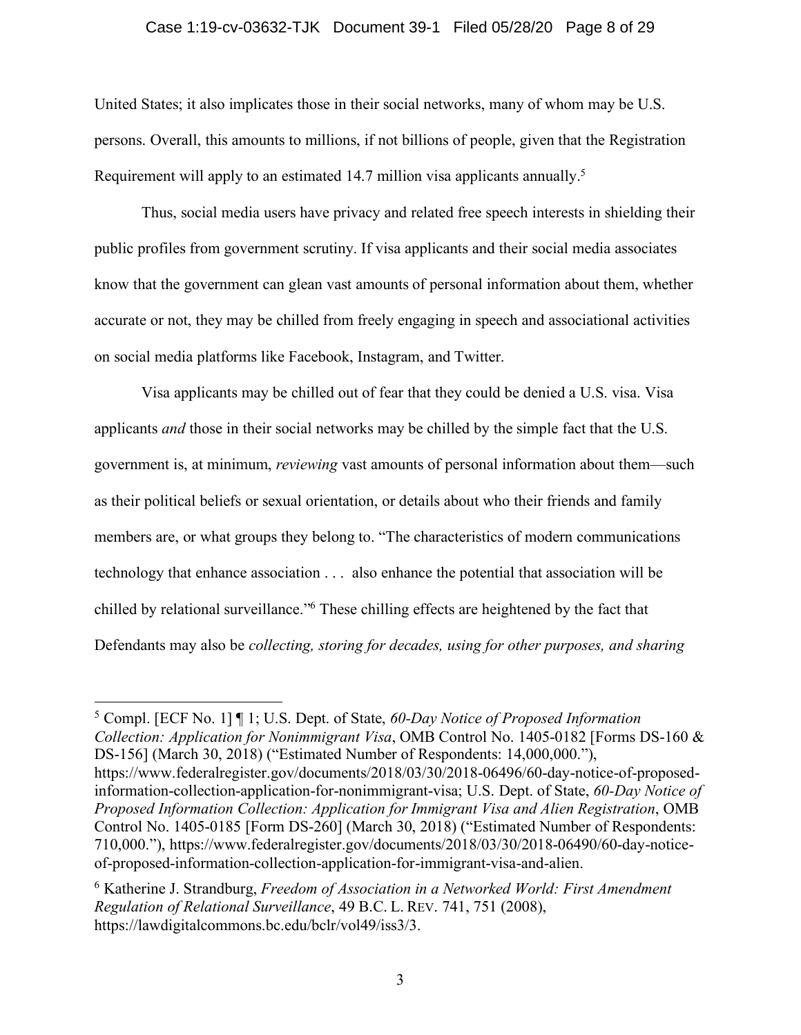United States; it also implicates those in their social networks, many of whom may be U.S. persons. Overall, this amounts to millions, if not billions of people, given that the Registration Requirement will apply to an estimated 14.7 million visa applicants annually.[5]

Thus, social media users have privacy and related free speech interests in shielding their public profiles from government scrutiny. If visa applicants and their social media associates know that the government can glean vast amounts of personal information about them, whether accurate or not, they may be chilled from freely engaging in speech and associational activities on social media platforms like Facebook, Instagram, and Twitter.

Visa applicants may be chilled out of fear that they could be denied a U.S. visa. Visa applicants *and* those in their social networks may be chilled by the simple fact that the U.S. government is, at minimum, *reviewing* vast amounts of personal information about them—such as their political beliefs or sexual orientation, or details about who their friends and family members are, or what groups they belong to. "The characteristics of modern communications technology that enhance association . . . also enhance the potential that association will be chilled by relational surveillance."[6] These chilling effects are heightened by the fact that Defendants may also be *collecting, storing for decades, using for other purposes, and sharing*

---

[5] Compl. [ECF No. 1] ¶ 1; U.S. Dept. of State, *60-Day Notice of Proposed Information Collection: Application for Nonimmigrant Visa*, OMB Control No. 1405-0182 [Forms DS-160 & DS-156] (March 30, 2018) ("Estimated Number of Respondents: 14,000,000."), https://www.federalregister.gov/documents/2018/03/30/2018-06496/60-day-notice-of-proposed-information-collection-application-for-nonimmigrant-visa; U.S. Dept. of State, *60-Day Notice of Proposed Information Collection: Application for Immigrant Visa and Alien Registration*, OMB Control No. 1405-0185 [Form DS-260] (March 30, 2018) ("Estimated Number of Respondents: 710,000."), https://www.federalregister.gov/documents/2018/03/30/2018-06490/60-day-notice-of-proposed-information-collection-application-for-immigrant-visa-and-alien.

[6] Katherine J. Strandburg, *Freedom of Association in a Networked World: First Amendment Regulation of Relational Surveillance*, 49 B.C. L. REV. 741, 751 (2008), https://lawdigitalcommons.bc.edu/bclr/vol49/iss3/3.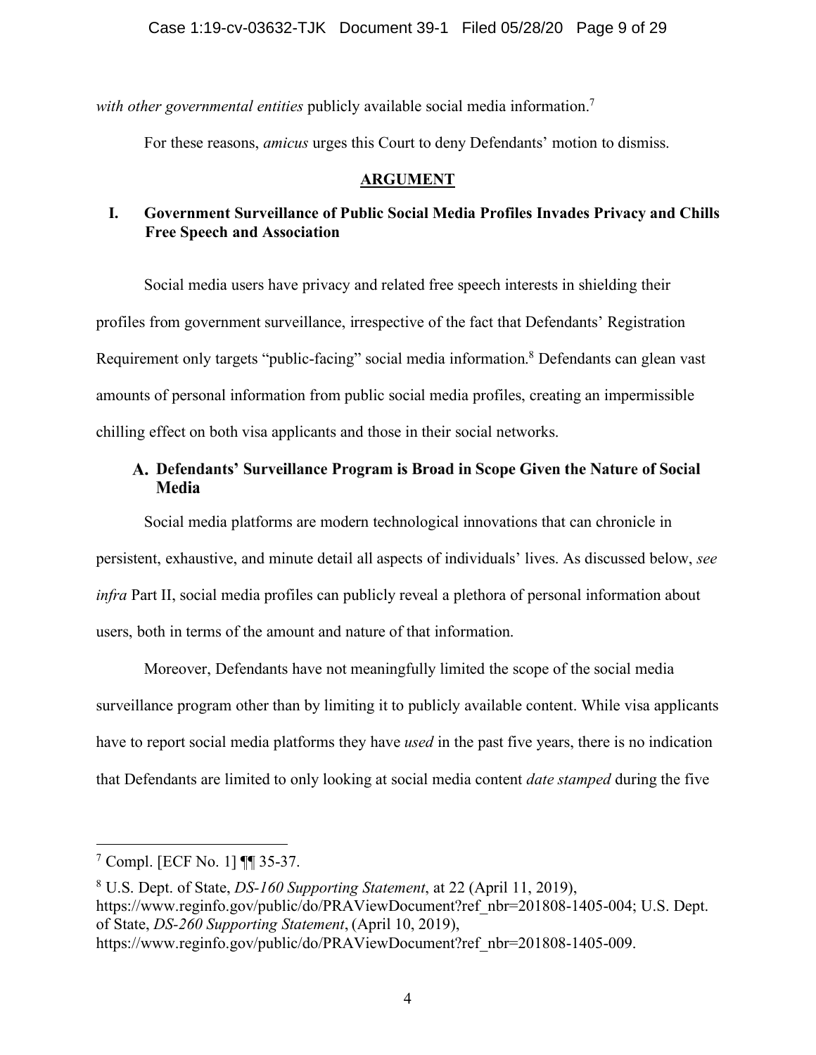*with other governmental entities* publicly available social media information.[7]

For these reasons, *amicus* urges this Court to deny Defendants' motion to dismiss.

## ARGUMENT

### I. Government Surveillance of Public Social Media Profiles Invades Privacy and Chills Free Speech and Association

Social media users have privacy and related free speech interests in shielding their profiles from government surveillance, irrespective of the fact that Defendants' Registration Requirement only targets "public-facing" social media information.[8] Defendants can glean vast amounts of personal information from public social media profiles, creating an impermissible chilling effect on both visa applicants and those in their social networks.

#### A. Defendants' Surveillance Program is Broad in Scope Given the Nature of Social Media

Social media platforms are modern technological innovations that can chronicle in persistent, exhaustive, and minute detail all aspects of individuals' lives. As discussed below, *see infra* Part II, social media profiles can publicly reveal a plethora of personal information about users, both in terms of the amount and nature of that information.

Moreover, Defendants have not meaningfully limited the scope of the social media surveillance program other than by limiting it to publicly available content. While visa applicants have to report social media platforms they have *used* in the past five years, there is no indication that Defendants are limited to only looking at social media content *date stamped* during the five

---

[7] Compl. [ECF No. 1] ¶¶ 35-37.

[8] U.S. Dept. of State, *DS-160 Supporting Statement*, at 22 (April 11, 2019), https://www.reginfo.gov/public/do/PRAViewDocument?ref_nbr=201808-1405-004; U.S. Dept. of State, *DS-260 Supporting Statement*, (April 10, 2019), https://www.reginfo.gov/public/do/PRAViewDocument?ref_nbr=201808-1405-009.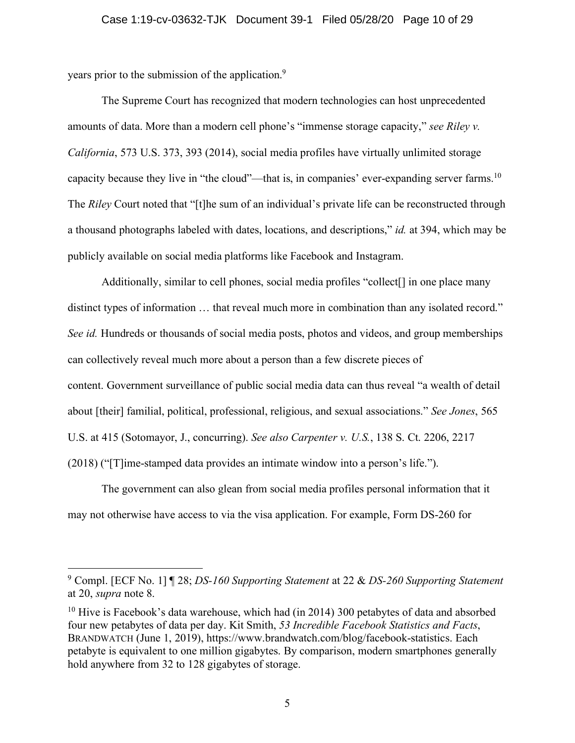years prior to the submission of the application.[9]

The Supreme Court has recognized that modern technologies can host unprecedented amounts of data. More than a modern cell phone's "immense storage capacity," *see Riley v. California*, 573 U.S. 373, 393 (2014), social media profiles have virtually unlimited storage capacity because they live in "the cloud"—that is, in companies' ever-expanding server farms.[10] The *Riley* Court noted that "[t]he sum of an individual's private life can be reconstructed through a thousand photographs labeled with dates, locations, and descriptions," *id.* at 394, which may be publicly available on social media platforms like Facebook and Instagram.

Additionally, similar to cell phones, social media profiles "collect[] in one place many distinct types of information … that reveal much more in combination than any isolated record." *See id.* Hundreds or thousands of social media posts, photos and videos, and group memberships can collectively reveal much more about a person than a few discrete pieces of content. Government surveillance of public social media data can thus reveal "a wealth of detail about [their] familial, political, professional, religious, and sexual associations." *See Jones*, 565 U.S. at 415 (Sotomayor, J., concurring). *See also Carpenter v. U.S.*, 138 S. Ct. 2206, 2217 (2018) ("[T]ime-stamped data provides an intimate window into a person's life.").

The government can also glean from social media profiles personal information that it may not otherwise have access to via the visa application. For example, Form DS-260 for

---

[9] Compl. [ECF No. 1] ¶ 28; *DS-160 Supporting Statement* at 22 & *DS-260 Supporting Statement* at 20, *supra* note 8.

[10] Hive is Facebook's data warehouse, which had (in 2014) 300 petabytes of data and absorbed four new petabytes of data per day. Kit Smith, *53 Incredible Facebook Statistics and Facts*, BRANDWATCH (June 1, 2019), https://www.brandwatch.com/blog/facebook-statistics. Each petabyte is equivalent to one million gigabytes. By comparison, modern smartphones generally hold anywhere from 32 to 128 gigabytes of storage.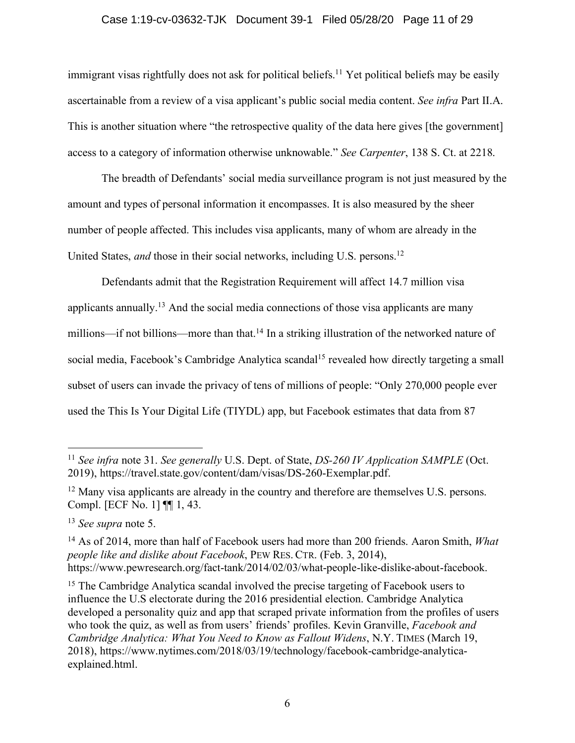immigrant visas rightfully does not ask for political beliefs.[11] Yet political beliefs may be easily ascertainable from a review of a visa applicant's public social media content. *See infra* Part II.A. This is another situation where "the retrospective quality of the data here gives [the government] access to a category of information otherwise unknowable." *See Carpenter*, 138 S. Ct. at 2218.

The breadth of Defendants' social media surveillance program is not just measured by the amount and types of personal information it encompasses. It is also measured by the sheer number of people affected. This includes visa applicants, many of whom are already in the United States, *and* those in their social networks, including U.S. persons.[12]

Defendants admit that the Registration Requirement will affect 14.7 million visa applicants annually.[13] And the social media connections of those visa applicants are many millions—if not billions—more than that.[14] In a striking illustration of the networked nature of social media, Facebook's Cambridge Analytica scandal[15] revealed how directly targeting a small subset of users can invade the privacy of tens of millions of people: "Only 270,000 people ever used the This Is Your Digital Life (TIYDL) app, but Facebook estimates that data from 87

---

[11] *See infra* note 31. *See generally* U.S. Dept. of State, *DS-260 IV Application SAMPLE* (Oct. 2019), https://travel.state.gov/content/dam/visas/DS-260-Exemplar.pdf.

[12] Many visa applicants are already in the country and therefore are themselves U.S. persons. Compl. [ECF No. 1] ¶¶ 1, 43.

[13] *See supra* note 5.

[14] As of 2014, more than half of Facebook users had more than 200 friends. Aaron Smith, *What people like and dislike about Facebook*, PEW RES. CTR. (Feb. 3, 2014), https://www.pewresearch.org/fact-tank/2014/02/03/what-people-like-dislike-about-facebook.

[15] The Cambridge Analytica scandal involved the precise targeting of Facebook users to influence the U.S electorate during the 2016 presidential election. Cambridge Analytica developed a personality quiz and app that scraped private information from the profiles of users who took the quiz, as well as from users' friends' profiles. Kevin Granville, *Facebook and Cambridge Analytica: What You Need to Know as Fallout Widens*, N.Y. TIMES (March 19, 2018), https://www.nytimes.com/2018/03/19/technology/facebook-cambridge-analytica-explained.html.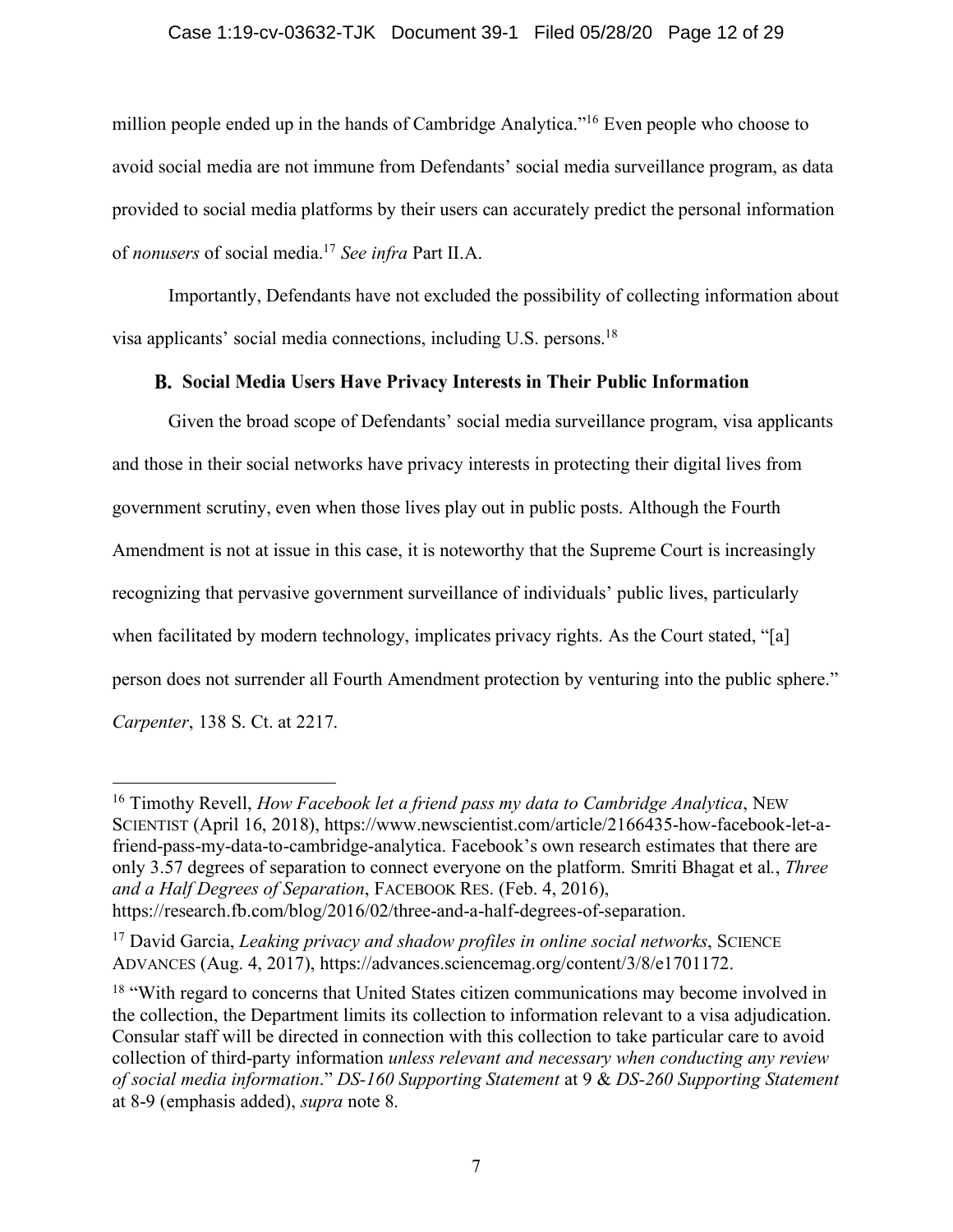million people ended up in the hands of Cambridge Analytica."[16] Even people who choose to avoid social media are not immune from Defendants' social media surveillance program, as data provided to social media platforms by their users can accurately predict the personal information of *nonusers* of social media.[17] *See infra* Part II.A.

Importantly, Defendants have not excluded the possibility of collecting information about visa applicants' social media connections, including U.S. persons.[18]

### B. Social Media Users Have Privacy Interests in Their Public Information

Given the broad scope of Defendants' social media surveillance program, visa applicants and those in their social networks have privacy interests in protecting their digital lives from government scrutiny, even when those lives play out in public posts. Although the Fourth Amendment is not at issue in this case, it is noteworthy that the Supreme Court is increasingly recognizing that pervasive government surveillance of individuals' public lives, particularly when facilitated by modern technology, implicates privacy rights. As the Court stated, "[a] person does not surrender all Fourth Amendment protection by venturing into the public sphere." *Carpenter*, 138 S. Ct. at 2217.

---

[16] Timothy Revell, *How Facebook let a friend pass my data to Cambridge Analytica*, NEW SCIENTIST (April 16, 2018), https://www.newscientist.com/article/2166435-how-facebook-let-a-friend-pass-my-data-to-cambridge-analytica. Facebook's own research estimates that there are only 3.57 degrees of separation to connect everyone on the platform. Smriti Bhagat et al., *Three and a Half Degrees of Separation*, FACEBOOK RES. (Feb. 4, 2016), https://research.fb.com/blog/2016/02/three-and-a-half-degrees-of-separation.

[17] David Garcia, *Leaking privacy and shadow profiles in online social networks*, SCIENCE ADVANCES (Aug. 4, 2017), https://advances.sciencemag.org/content/3/8/e1701172.

[18] "With regard to concerns that United States citizen communications may become involved in the collection, the Department limits its collection to information relevant to a visa adjudication. Consular staff will be directed in connection with this collection to take particular care to avoid collection of third-party information *unless relevant and necessary when conducting any review of social media information*." *DS-160 Supporting Statement* at 9 & *DS-260 Supporting Statement* at 8-9 (emphasis added), *supra* note 8.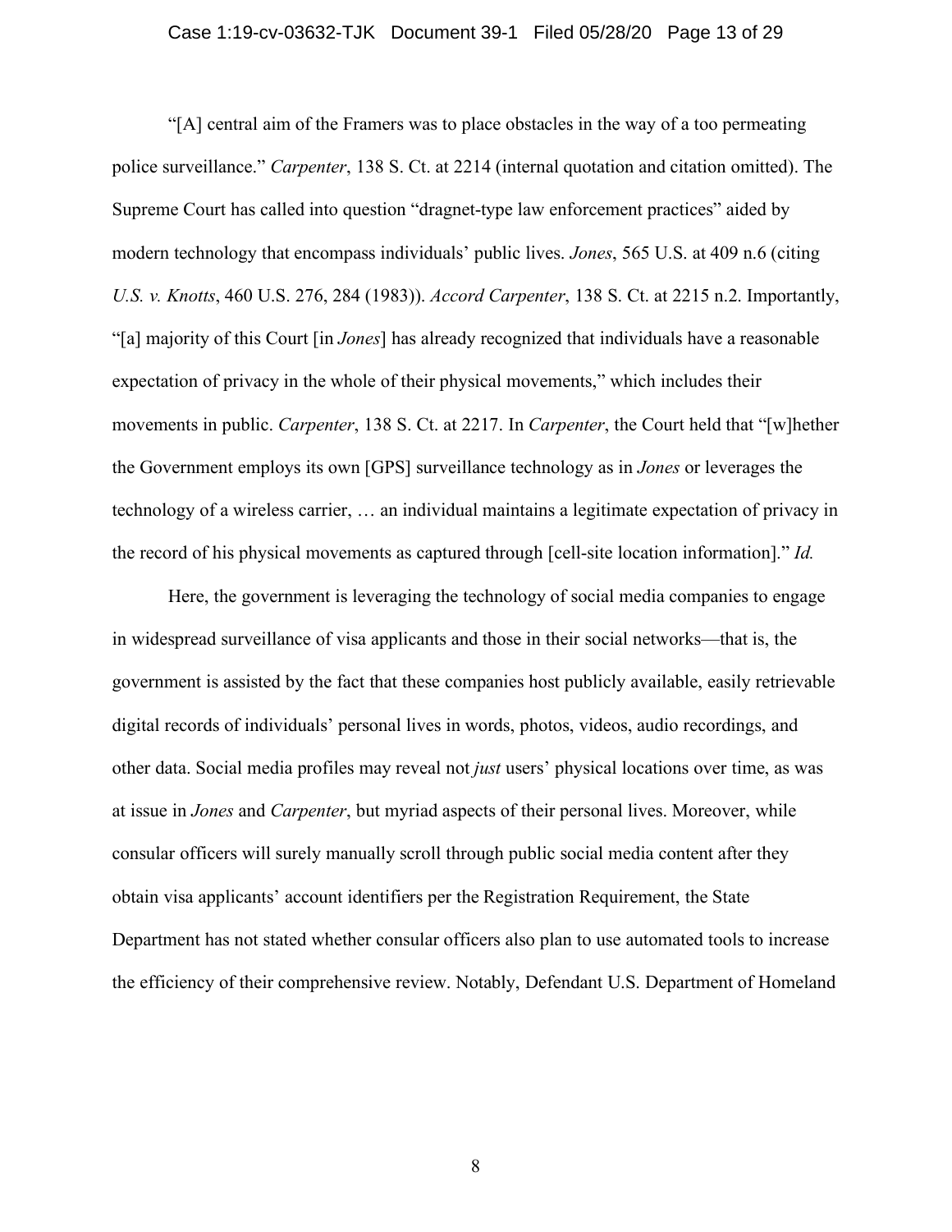"[A] central aim of the Framers was to place obstacles in the way of a too permeating police surveillance." *Carpenter*, 138 S. Ct. at 2214 (internal quotation and citation omitted). The Supreme Court has called into question "dragnet-type law enforcement practices" aided by modern technology that encompass individuals' public lives. *Jones*, 565 U.S. at 409 n.6 (citing *U.S. v. Knotts*, 460 U.S. 276, 284 (1983)). *Accord Carpenter*, 138 S. Ct. at 2215 n.2. Importantly, "[a] majority of this Court [in *Jones*] has already recognized that individuals have a reasonable expectation of privacy in the whole of their physical movements," which includes their movements in public. *Carpenter*, 138 S. Ct. at 2217. In *Carpenter*, the Court held that "[w]hether the Government employs its own [GPS] surveillance technology as in *Jones* or leverages the technology of a wireless carrier, … an individual maintains a legitimate expectation of privacy in the record of his physical movements as captured through [cell-site location information]." *Id.*

Here, the government is leveraging the technology of social media companies to engage in widespread surveillance of visa applicants and those in their social networks—that is, the government is assisted by the fact that these companies host publicly available, easily retrievable digital records of individuals' personal lives in words, photos, videos, audio recordings, and other data. Social media profiles may reveal not *just* users' physical locations over time, as was at issue in *Jones* and *Carpenter*, but myriad aspects of their personal lives. Moreover, while consular officers will surely manually scroll through public social media content after they obtain visa applicants' account identifiers per the Registration Requirement, the State Department has not stated whether consular officers also plan to use automated tools to increase the efficiency of their comprehensive review. Notably, Defendant U.S. Department of Homeland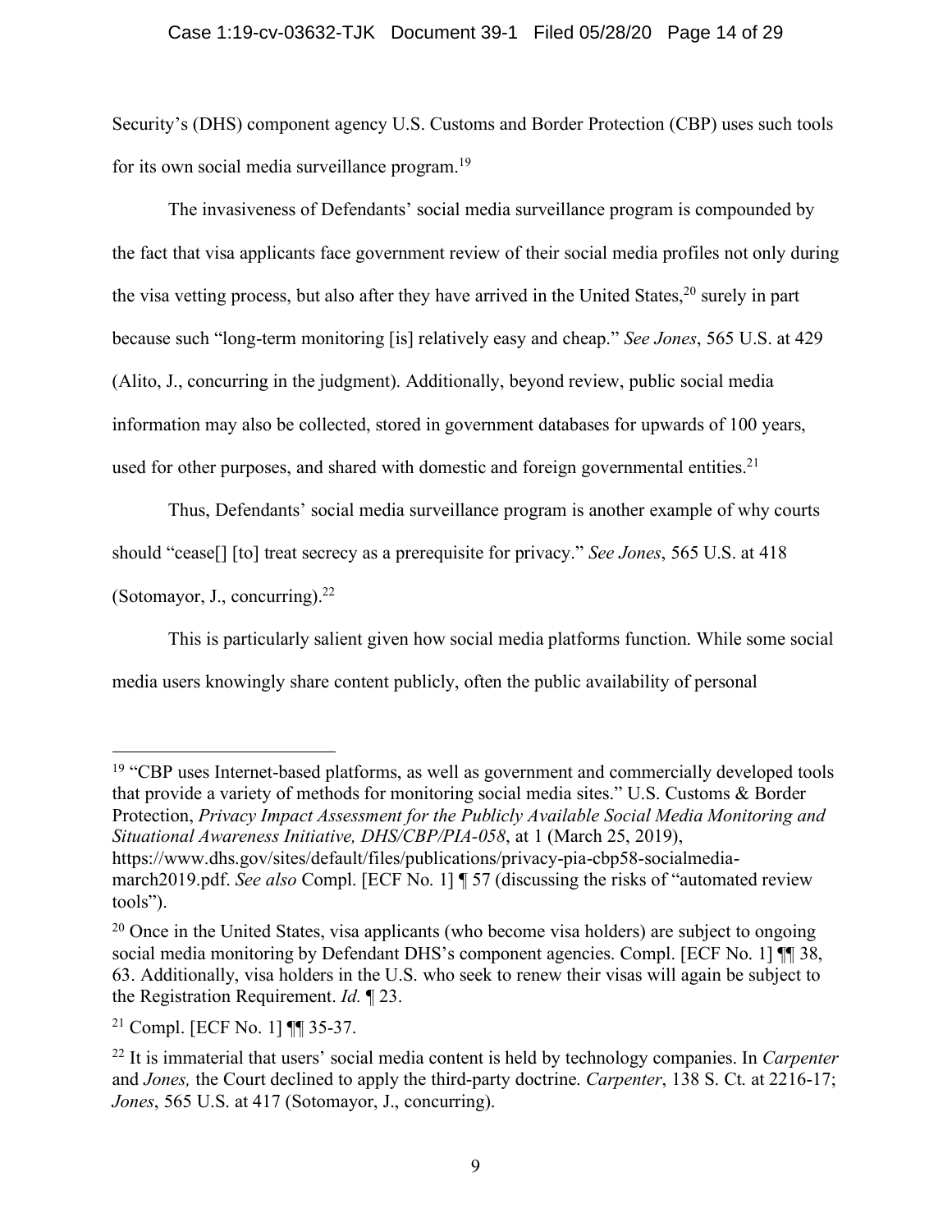Security's (DHS) component agency U.S. Customs and Border Protection (CBP) uses such tools for its own social media surveillance program.[19]

The invasiveness of Defendants' social media surveillance program is compounded by the fact that visa applicants face government review of their social media profiles not only during the visa vetting process, but also after they have arrived in the United States,[20] surely in part because such "long-term monitoring [is] relatively easy and cheap." *See Jones*, 565 U.S. at 429 (Alito, J., concurring in the judgment). Additionally, beyond review, public social media information may also be collected, stored in government databases for upwards of 100 years, used for other purposes, and shared with domestic and foreign governmental entities.[21]

Thus, Defendants' social media surveillance program is another example of why courts should "cease[] [to] treat secrecy as a prerequisite for privacy." *See Jones*, 565 U.S. at 418 (Sotomayor, J., concurring).[22]

This is particularly salient given how social media platforms function. While some social media users knowingly share content publicly, often the public availability of personal

---

[19] "CBP uses Internet-based platforms, as well as government and commercially developed tools that provide a variety of methods for monitoring social media sites." U.S. Customs & Border Protection, *Privacy Impact Assessment for the Publicly Available Social Media Monitoring and Situational Awareness Initiative, DHS/CBP/PIA-058*, at 1 (March 25, 2019), https://www.dhs.gov/sites/default/files/publications/privacy-pia-cbp58-socialmedia-march2019.pdf. *See also* Compl. [ECF No. 1] ¶ 57 (discussing the risks of "automated review tools").

[20] Once in the United States, visa applicants (who become visa holders) are subject to ongoing social media monitoring by Defendant DHS's component agencies. Compl. [ECF No. 1] ¶¶ 38, 63. Additionally, visa holders in the U.S. who seek to renew their visas will again be subject to the Registration Requirement. *Id.* ¶ 23.

[21] Compl. [ECF No. 1] ¶¶ 35-37.

[22] It is immaterial that users' social media content is held by technology companies. In *Carpenter* and *Jones,* the Court declined to apply the third-party doctrine. *Carpenter*, 138 S. Ct. at 2216-17; *Jones*, 565 U.S. at 417 (Sotomayor, J., concurring).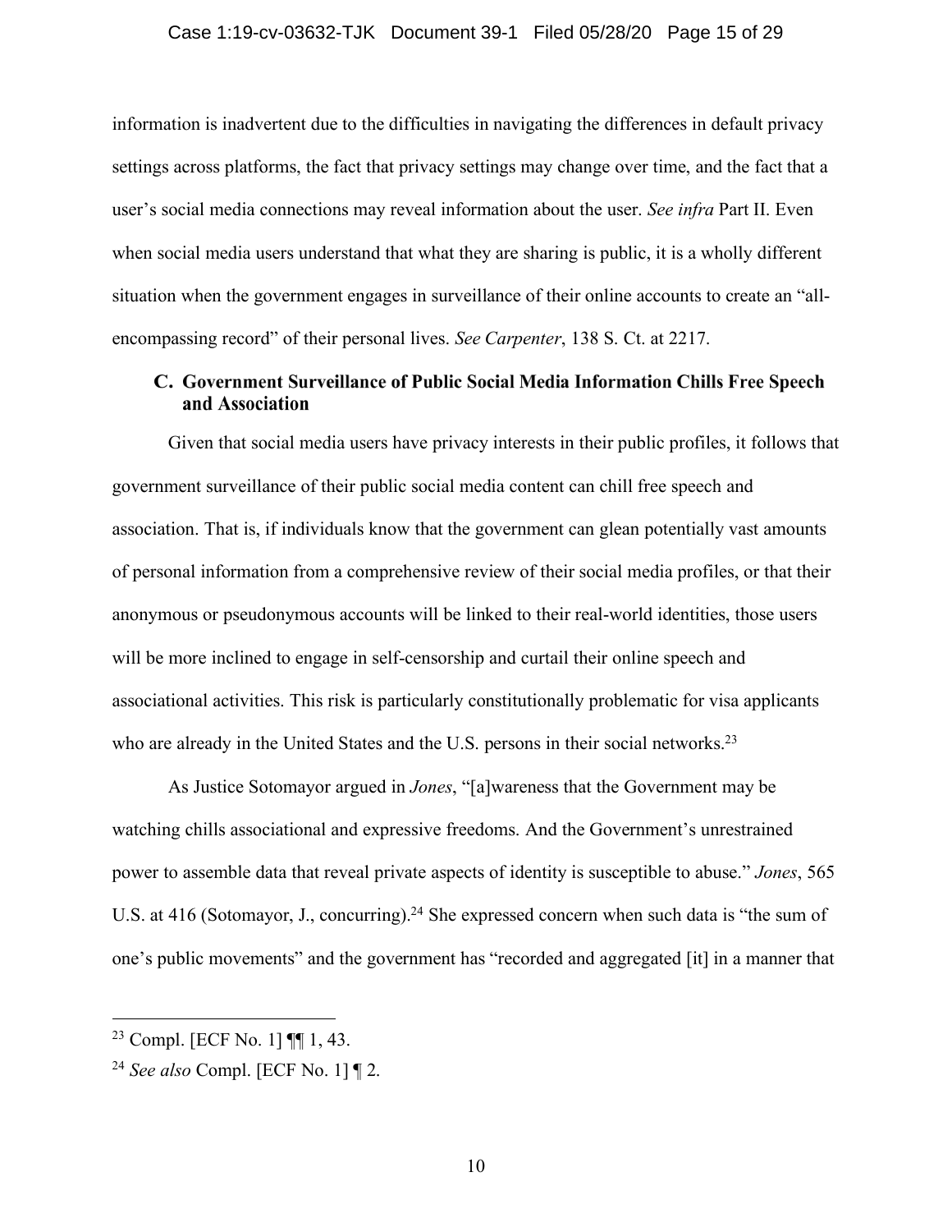information is inadvertent due to the difficulties in navigating the differences in default privacy settings across platforms, the fact that privacy settings may change over time, and the fact that a user's social media connections may reveal information about the user. *See infra* Part II. Even when social media users understand that what they are sharing is public, it is a wholly different situation when the government engages in surveillance of their online accounts to create an "all-encompassing record" of their personal lives. *See Carpenter*, 138 S. Ct. at 2217.

### C. Government Surveillance of Public Social Media Information Chills Free Speech and Association

Given that social media users have privacy interests in their public profiles, it follows that government surveillance of their public social media content can chill free speech and association. That is, if individuals know that the government can glean potentially vast amounts of personal information from a comprehensive review of their social media profiles, or that their anonymous or pseudonymous accounts will be linked to their real-world identities, those users will be more inclined to engage in self-censorship and curtail their online speech and associational activities. This risk is particularly constitutionally problematic for visa applicants who are already in the United States and the U.S. persons in their social networks.[23]

As Justice Sotomayor argued in *Jones*, "[a]wareness that the Government may be watching chills associational and expressive freedoms. And the Government's unrestrained power to assemble data that reveal private aspects of identity is susceptible to abuse." *Jones*, 565 U.S. at 416 (Sotomayor, J., concurring).[24] She expressed concern when such data is "the sum of one's public movements" and the government has "recorded and aggregated [it] in a manner that

---

[23] Compl. [ECF No. 1] ¶¶ 1, 43.

[24] *See also* Compl. [ECF No. 1] ¶ 2.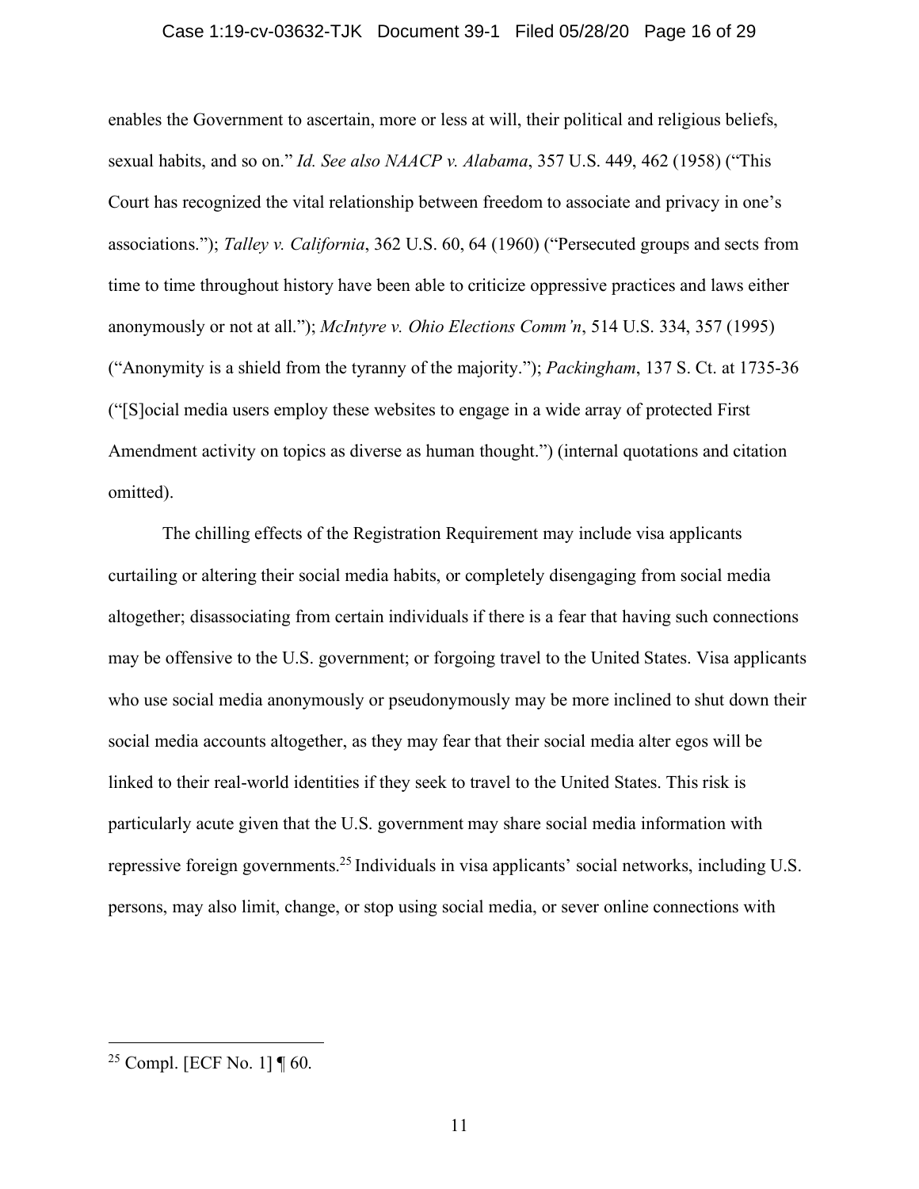enables the Government to ascertain, more or less at will, their political and religious beliefs, sexual habits, and so on." *Id. See also NAACP v. Alabama*, 357 U.S. 449, 462 (1958) ("This Court has recognized the vital relationship between freedom to associate and privacy in one's associations."); *Talley v. California*, 362 U.S. 60, 64 (1960) ("Persecuted groups and sects from time to time throughout history have been able to criticize oppressive practices and laws either anonymously or not at all."); *McIntyre v. Ohio Elections Comm'n*, 514 U.S. 334, 357 (1995) ("Anonymity is a shield from the tyranny of the majority."); *Packingham*, 137 S. Ct. at 1735-36 ("[S]ocial media users employ these websites to engage in a wide array of protected First Amendment activity on topics as diverse as human thought.") (internal quotations and citation omitted).

The chilling effects of the Registration Requirement may include visa applicants curtailing or altering their social media habits, or completely disengaging from social media altogether; disassociating from certain individuals if there is a fear that having such connections may be offensive to the U.S. government; or forgoing travel to the United States. Visa applicants who use social media anonymously or pseudonymously may be more inclined to shut down their social media accounts altogether, as they may fear that their social media alter egos will be linked to their real-world identities if they seek to travel to the United States. This risk is particularly acute given that the U.S. government may share social media information with repressive foreign governments.[25] Individuals in visa applicants' social networks, including U.S. persons, may also limit, change, or stop using social media, or sever online connections with

---

[25] Compl. [ECF No. 1] ¶ 60.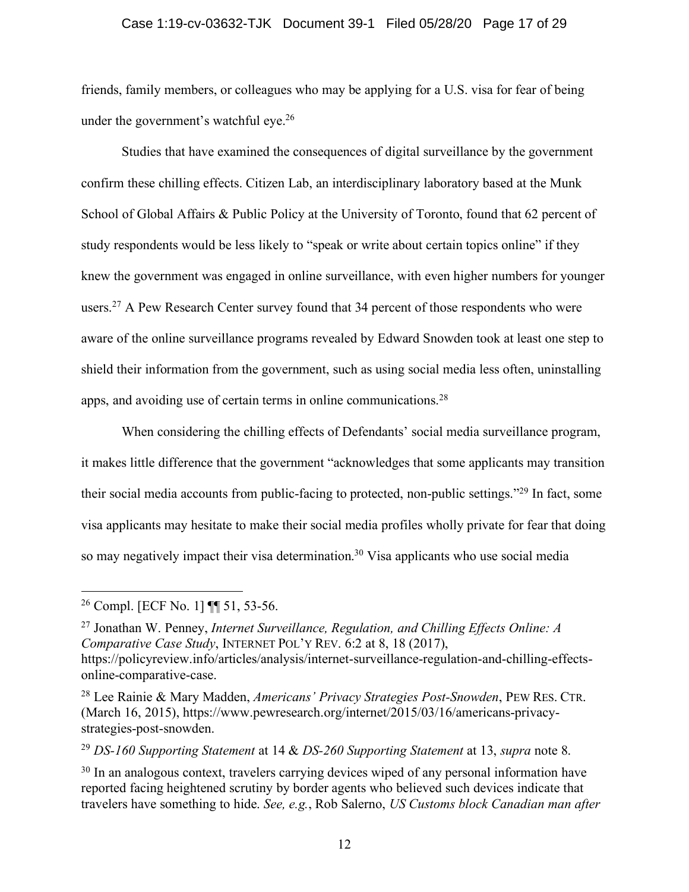friends, family members, or colleagues who may be applying for a U.S. visa for fear of being under the government's watchful eye.[26]

Studies that have examined the consequences of digital surveillance by the government confirm these chilling effects. Citizen Lab, an interdisciplinary laboratory based at the Munk School of Global Affairs & Public Policy at the University of Toronto, found that 62 percent of study respondents would be less likely to "speak or write about certain topics online" if they knew the government was engaged in online surveillance, with even higher numbers for younger users.[27] A Pew Research Center survey found that 34 percent of those respondents who were aware of the online surveillance programs revealed by Edward Snowden took at least one step to shield their information from the government, such as using social media less often, uninstalling apps, and avoiding use of certain terms in online communications.[28]

When considering the chilling effects of Defendants' social media surveillance program, it makes little difference that the government "acknowledges that some applicants may transition their social media accounts from public-facing to protected, non-public settings."[29] In fact, some visa applicants may hesitate to make their social media profiles wholly private for fear that doing so may negatively impact their visa determination.[30] Visa applicants who use social media

---

[26] Compl. [ECF No. 1] ¶¶ 51, 53-56.

[27] Jonathan W. Penney, *Internet Surveillance, Regulation, and Chilling Effects Online: A Comparative Case Study*, INTERNET POL'Y REV. 6:2 at 8, 18 (2017), https://policyreview.info/articles/analysis/internet-surveillance-regulation-and-chilling-effects-online-comparative-case.

[28] Lee Rainie & Mary Madden, *Americans' Privacy Strategies Post-Snowden*, PEW RES. CTR. (March 16, 2015), https://www.pewresearch.org/internet/2015/03/16/americans-privacy-strategies-post-snowden.

[29] *DS-160 Supporting Statement* at 14 & *DS-260 Supporting Statement* at 13, *supra* note 8.

[30] In an analogous context, travelers carrying devices wiped of any personal information have reported facing heightened scrutiny by border agents who believed such devices indicate that travelers have something to hide. *See, e.g.*, Rob Salerno, *US Customs block Canadian man after*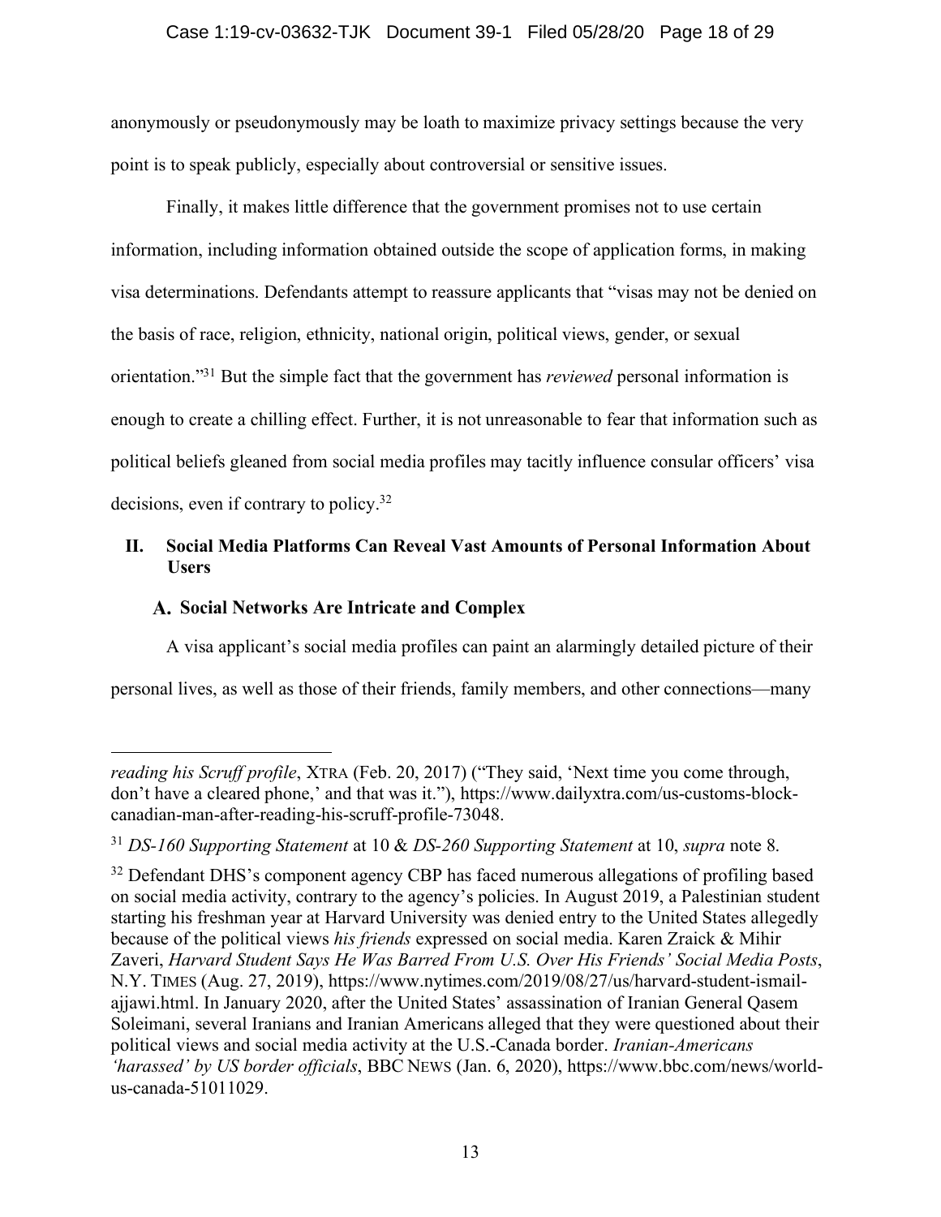anonymously or pseudonymously may be loath to maximize privacy settings because the very point is to speak publicly, especially about controversial or sensitive issues.

Finally, it makes little difference that the government promises not to use certain information, including information obtained outside the scope of application forms, in making visa determinations. Defendants attempt to reassure applicants that "visas may not be denied on the basis of race, religion, ethnicity, national origin, political views, gender, or sexual orientation."[31] But the simple fact that the government has *reviewed* personal information is enough to create a chilling effect. Further, it is not unreasonable to fear that information such as political beliefs gleaned from social media profiles may tacitly influence consular officers' visa decisions, even if contrary to policy.[32]

## II. Social Media Platforms Can Reveal Vast Amounts of Personal Information About Users

### A. Social Networks Are Intricate and Complex

A visa applicant's social media profiles can paint an alarmingly detailed picture of their personal lives, as well as those of their friends, family members, and other connections—many

---

*reading his Scruff profile*, XTRA (Feb. 20, 2017) ("They said, 'Next time you come through, don't have a cleared phone,' and that was it."), https://www.dailyxtra.com/us-customs-block-canadian-man-after-reading-his-scruff-profile-73048.

[31] *DS-160 Supporting Statement* at 10 & *DS-260 Supporting Statement* at 10, *supra* note 8.

[32] Defendant DHS's component agency CBP has faced numerous allegations of profiling based on social media activity, contrary to the agency's policies. In August 2019, a Palestinian student starting his freshman year at Harvard University was denied entry to the United States allegedly because of the political views *his friends* expressed on social media. Karen Zraick & Mihir Zaveri, *Harvard Student Says He Was Barred From U.S. Over His Friends' Social Media Posts*, N.Y. TIMES (Aug. 27, 2019), https://www.nytimes.com/2019/08/27/us/harvard-student-ismail-ajjawi.html. In January 2020, after the United States' assassination of Iranian General Qasem Soleimani, several Iranians and Iranian Americans alleged that they were questioned about their political views and social media activity at the U.S.-Canada border. *Iranian-Americans 'harassed' by US border officials*, BBC NEWS (Jan. 6, 2020), https://www.bbc.com/news/world-us-canada-51011029.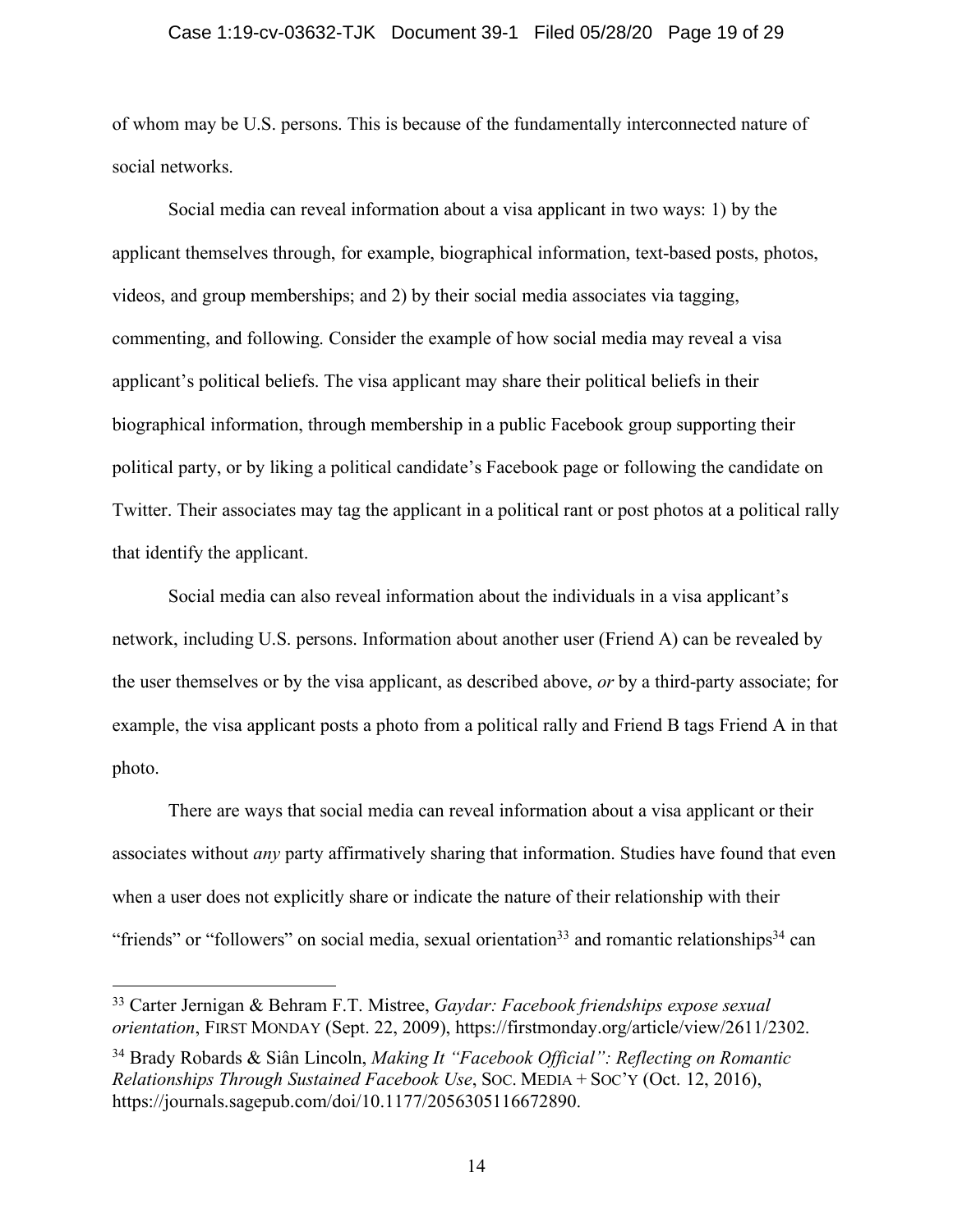of whom may be U.S. persons. This is because of the fundamentally interconnected nature of social networks.

Social media can reveal information about a visa applicant in two ways: 1) by the applicant themselves through, for example, biographical information, text-based posts, photos, videos, and group memberships; and 2) by their social media associates via tagging, commenting, and following. Consider the example of how social media may reveal a visa applicant's political beliefs. The visa applicant may share their political beliefs in their biographical information, through membership in a public Facebook group supporting their political party, or by liking a political candidate's Facebook page or following the candidate on Twitter. Their associates may tag the applicant in a political rant or post photos at a political rally that identify the applicant.

Social media can also reveal information about the individuals in a visa applicant's network, including U.S. persons. Information about another user (Friend A) can be revealed by the user themselves or by the visa applicant, as described above, *or* by a third-party associate; for example, the visa applicant posts a photo from a political rally and Friend B tags Friend A in that photo.

There are ways that social media can reveal information about a visa applicant or their associates without *any* party affirmatively sharing that information. Studies have found that even when a user does not explicitly share or indicate the nature of their relationship with their "friends" or "followers" on social media, sexual orientation[33] and romantic relationships[34] can

---

[33] Carter Jernigan & Behram F.T. Mistree, *Gaydar: Facebook friendships expose sexual orientation*, FIRST MONDAY (Sept. 22, 2009), https://firstmonday.org/article/view/2611/2302.

[34] Brady Robards & Siân Lincoln, *Making It "Facebook Official": Reflecting on Romantic Relationships Through Sustained Facebook Use*, SOC. MEDIA + SOC'Y (Oct. 12, 2016), https://journals.sagepub.com/doi/10.1177/2056305116672890.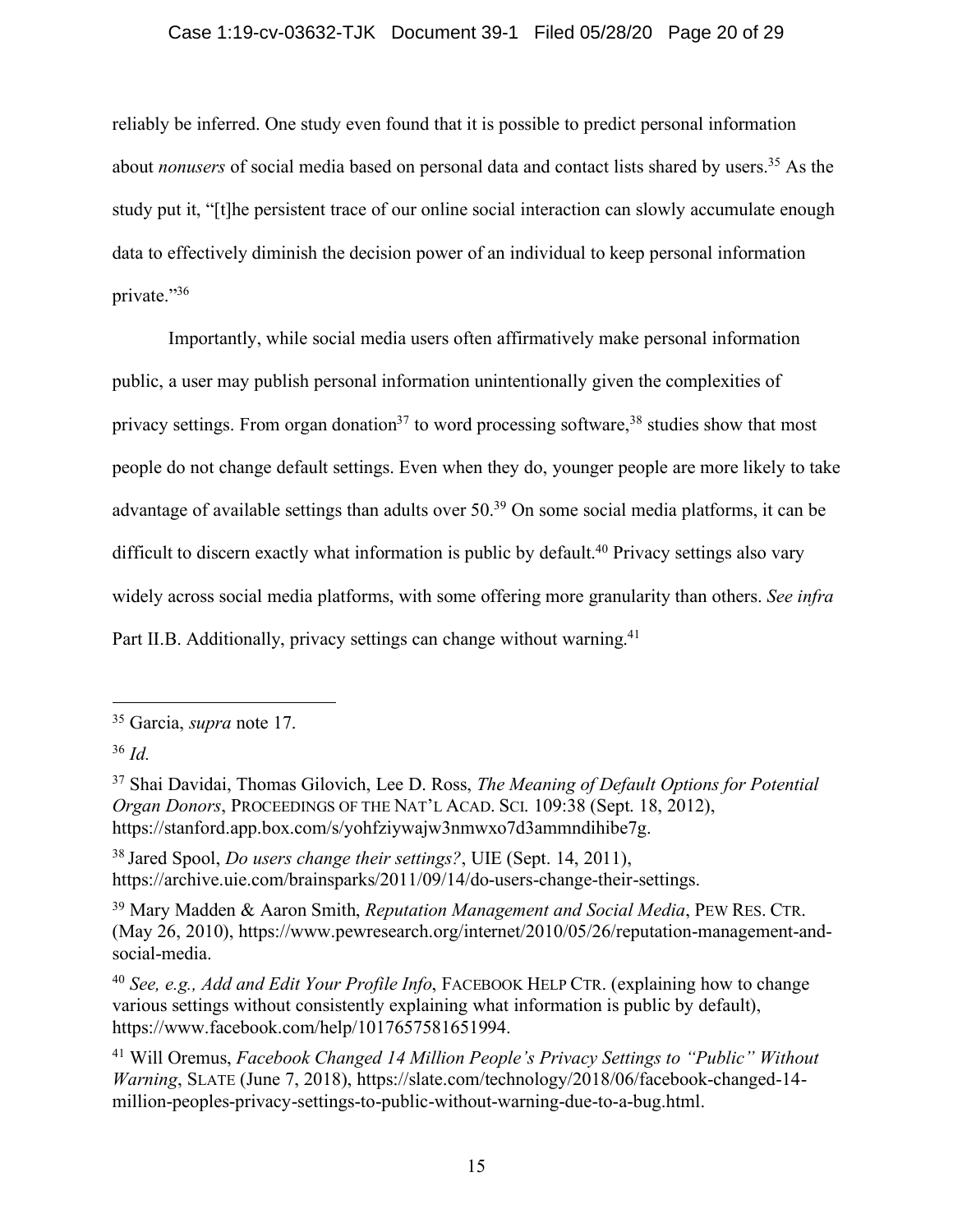reliably be inferred. One study even found that it is possible to predict personal information about *nonusers* of social media based on personal data and contact lists shared by users.[35] As the study put it, "[t]he persistent trace of our online social interaction can slowly accumulate enough data to effectively diminish the decision power of an individual to keep personal information private."[36]

Importantly, while social media users often affirmatively make personal information public, a user may publish personal information unintentionally given the complexities of privacy settings. From organ donation[37] to word processing software,[38] studies show that most people do not change default settings. Even when they do, younger people are more likely to take advantage of available settings than adults over 50.[39] On some social media platforms, it can be difficult to discern exactly what information is public by default.[40] Privacy settings also vary widely across social media platforms, with some offering more granularity than others. *See infra* Part II.B. Additionally, privacy settings can change without warning.[41]

---

[35] Garcia, *supra* note 17.

[36] *Id.*

[37] Shai Davidai, Thomas Gilovich, Lee D. Ross, *The Meaning of Default Options for Potential Organ Donors*, PROCEEDINGS OF THE NAT'L ACAD. SCI. 109:38 (Sept. 18, 2012), https://stanford.app.box.com/s/yohfziywajw3nmwxo7d3ammndihibe7g.

[38] Jared Spool, *Do users change their settings?*, UIE (Sept. 14, 2011), https://archive.uie.com/brainsparks/2011/09/14/do-users-change-their-settings.

[39] Mary Madden & Aaron Smith, *Reputation Management and Social Media*, PEW RES. CTR. (May 26, 2010), https://www.pewresearch.org/internet/2010/05/26/reputation-management-and-social-media.

[40] *See, e.g., Add and Edit Your Profile Info*, FACEBOOK HELP CTR. (explaining how to change various settings without consistently explaining what information is public by default), https://www.facebook.com/help/1017657581651994.

[41] Will Oremus, *Facebook Changed 14 Million People's Privacy Settings to "Public" Without Warning*, SLATE (June 7, 2018), https://slate.com/technology/2018/06/facebook-changed-14-million-peoples-privacy-settings-to-public-without-warning-due-to-a-bug.html.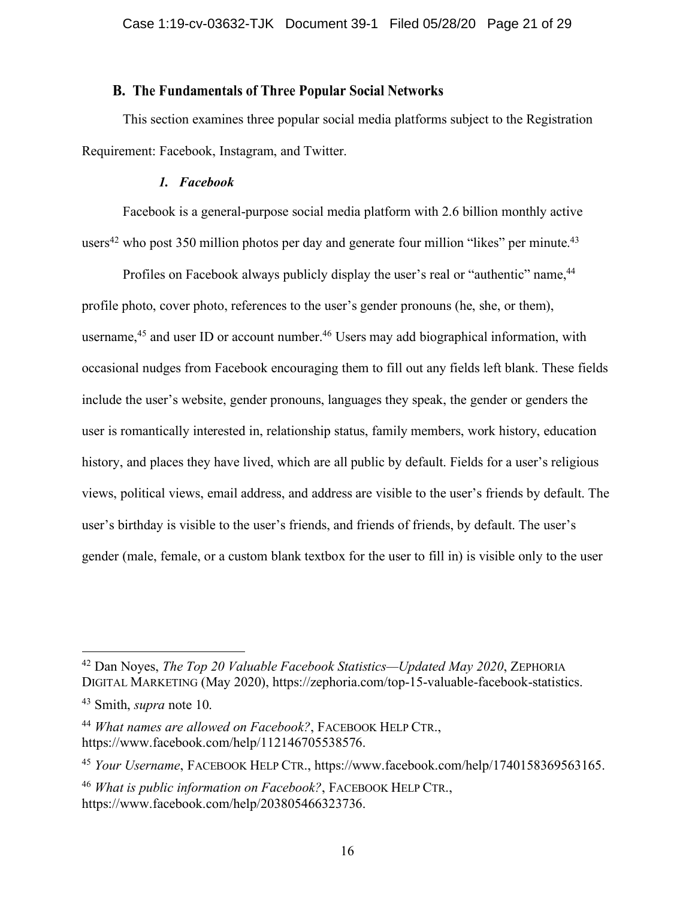## B. The Fundamentals of Three Popular Social Networks

This section examines three popular social media platforms subject to the Registration Requirement: Facebook, Instagram, and Twitter.

### *1. Facebook*

Facebook is a general-purpose social media platform with 2.6 billion monthly active users[42] who post 350 million photos per day and generate four million "likes" per minute.[43]

Profiles on Facebook always publicly display the user's real or "authentic" name,[44] profile photo, cover photo, references to the user's gender pronouns (he, she, or them), username,[45] and user ID or account number.[46] Users may add biographical information, with occasional nudges from Facebook encouraging them to fill out any fields left blank. These fields include the user's website, gender pronouns, languages they speak, the gender or genders the user is romantically interested in, relationship status, family members, work history, education history, and places they have lived, which are all public by default. Fields for a user's religious views, political views, email address, and address are visible to the user's friends by default. The user's birthday is visible to the user's friends, and friends of friends, by default. The user's gender (male, female, or a custom blank textbox for the user to fill in) is visible only to the user

---

[42] Dan Noyes, *The Top 20 Valuable Facebook Statistics—Updated May 2020*, ZEPHORIA DIGITAL MARKETING (May 2020), https://zephoria.com/top-15-valuable-facebook-statistics.

[43] Smith, *supra* note 10.

[44] *What names are allowed on Facebook?*, FACEBOOK HELP CTR., https://www.facebook.com/help/112146705538576.

[45] *Your Username*, FACEBOOK HELP CTR., https://www.facebook.com/help/1740158369563165.

[46] *What is public information on Facebook?*, FACEBOOK HELP CTR., https://www.facebook.com/help/203805466323736.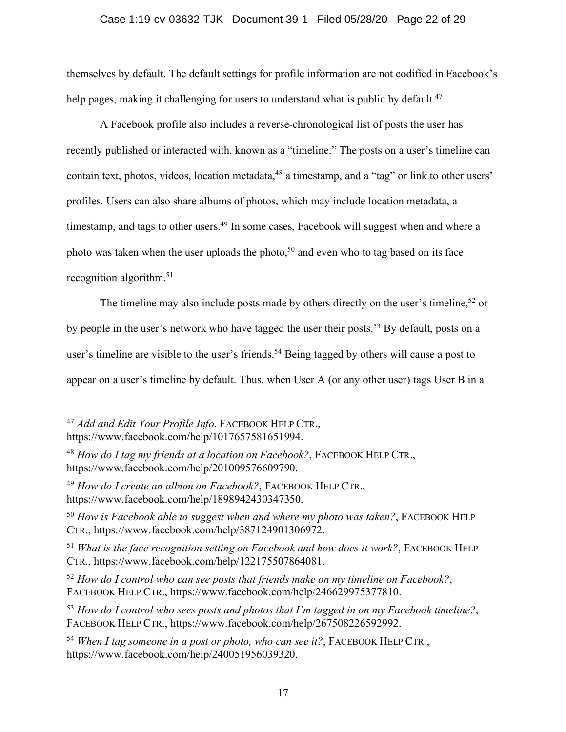themselves by default. The default settings for profile information are not codified in Facebook's help pages, making it challenging for users to understand what is public by default.[47]

A Facebook profile also includes a reverse-chronological list of posts the user has recently published or interacted with, known as a "timeline." The posts on a user's timeline can contain text, photos, videos, location metadata,[48] a timestamp, and a "tag" or link to other users' profiles. Users can also share albums of photos, which may include location metadata, a timestamp, and tags to other users.[49] In some cases, Facebook will suggest when and where a photo was taken when the user uploads the photo,[50] and even who to tag based on its face recognition algorithm.[51]

The timeline may also include posts made by others directly on the user's timeline,[52] or by people in the user's network who have tagged the user their posts.[53] By default, posts on a user's timeline are visible to the user's friends.[54] Being tagged by others will cause a post to appear on a user's timeline by default. Thus, when User A (or any other user) tags User B in a

---

[47] *Add and Edit Your Profile Info*, FACEBOOK HELP CTR., https://www.facebook.com/help/1017657581651994.

[48] *How do I tag my friends at a location on Facebook?*, FACEBOOK HELP CTR., https://www.facebook.com/help/201009576609790.

[49] *How do I create an album on Facebook?*, FACEBOOK HELP CTR., https://www.facebook.com/help/1898942430347350.

[50] *How is Facebook able to suggest when and where my photo was taken?*, FACEBOOK HELP CTR., https://www.facebook.com/help/387124901306972.

[51] *What is the face recognition setting on Facebook and how does it work?*, FACEBOOK HELP CTR., https://www.facebook.com/help/122175507864081.

[52] *How do I control who can see posts that friends make on my timeline on Facebook?*, FACEBOOK HELP CTR., https://www.facebook.com/help/246629975377810.

[53] *How do I control who sees posts and photos that I'm tagged in on my Facebook timeline?*, FACEBOOK HELP CTR., https://www.facebook.com/help/267508226592992.

[54] *When I tag someone in a post or photo, who can see it?*, FACEBOOK HELP CTR., https://www.facebook.com/help/240051956039320.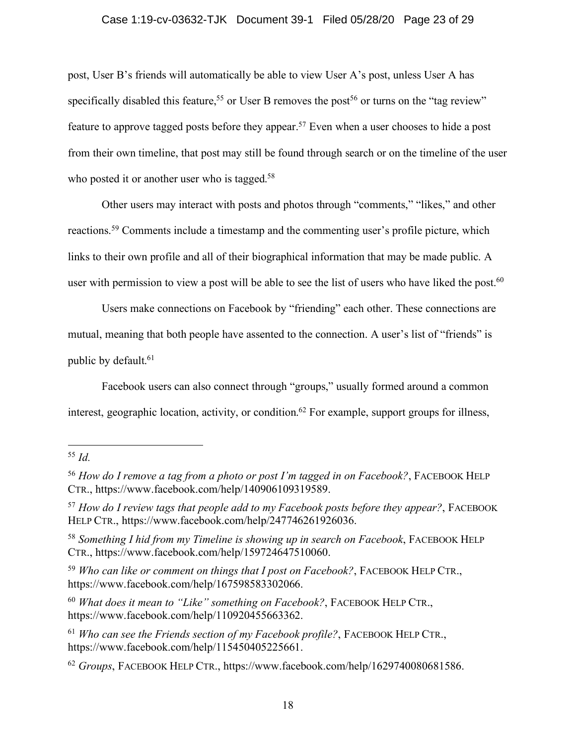post, User B's friends will automatically be able to view User A's post, unless User A has specifically disabled this feature,[55] or User B removes the post[56] or turns on the "tag review" feature to approve tagged posts before they appear.[57] Even when a user chooses to hide a post from their own timeline, that post may still be found through search or on the timeline of the user who posted it or another user who is tagged.[58]

Other users may interact with posts and photos through "comments," "likes," and other reactions.[59] Comments include a timestamp and the commenting user's profile picture, which links to their own profile and all of their biographical information that may be made public. A user with permission to view a post will be able to see the list of users who have liked the post.[60]

Users make connections on Facebook by "friending" each other. These connections are mutual, meaning that both people have assented to the connection. A user's list of "friends" is public by default.[61]

Facebook users can also connect through "groups," usually formed around a common interest, geographic location, activity, or condition.[62] For example, support groups for illness,

---

[55] *Id.*

[56] *How do I remove a tag from a photo or post I'm tagged in on Facebook?*, FACEBOOK HELP CTR., https://www.facebook.com/help/140906109319589.

[57] *How do I review tags that people add to my Facebook posts before they appear?*, FACEBOOK HELP CTR., https://www.facebook.com/help/247746261926036.

[58] *Something I hid from my Timeline is showing up in search on Facebook*, FACEBOOK HELP CTR., https://www.facebook.com/help/159724647510060.

[59] *Who can like or comment on things that I post on Facebook?*, FACEBOOK HELP CTR., https://www.facebook.com/help/167598583302066.

[60] *What does it mean to "Like" something on Facebook?*, FACEBOOK HELP CTR., https://www.facebook.com/help/110920455663362.

[61] *Who can see the Friends section of my Facebook profile?*, FACEBOOK HELP CTR., https://www.facebook.com/help/115450405225661.

[62] *Groups*, FACEBOOK HELP CTR., https://www.facebook.com/help/1629740080681586.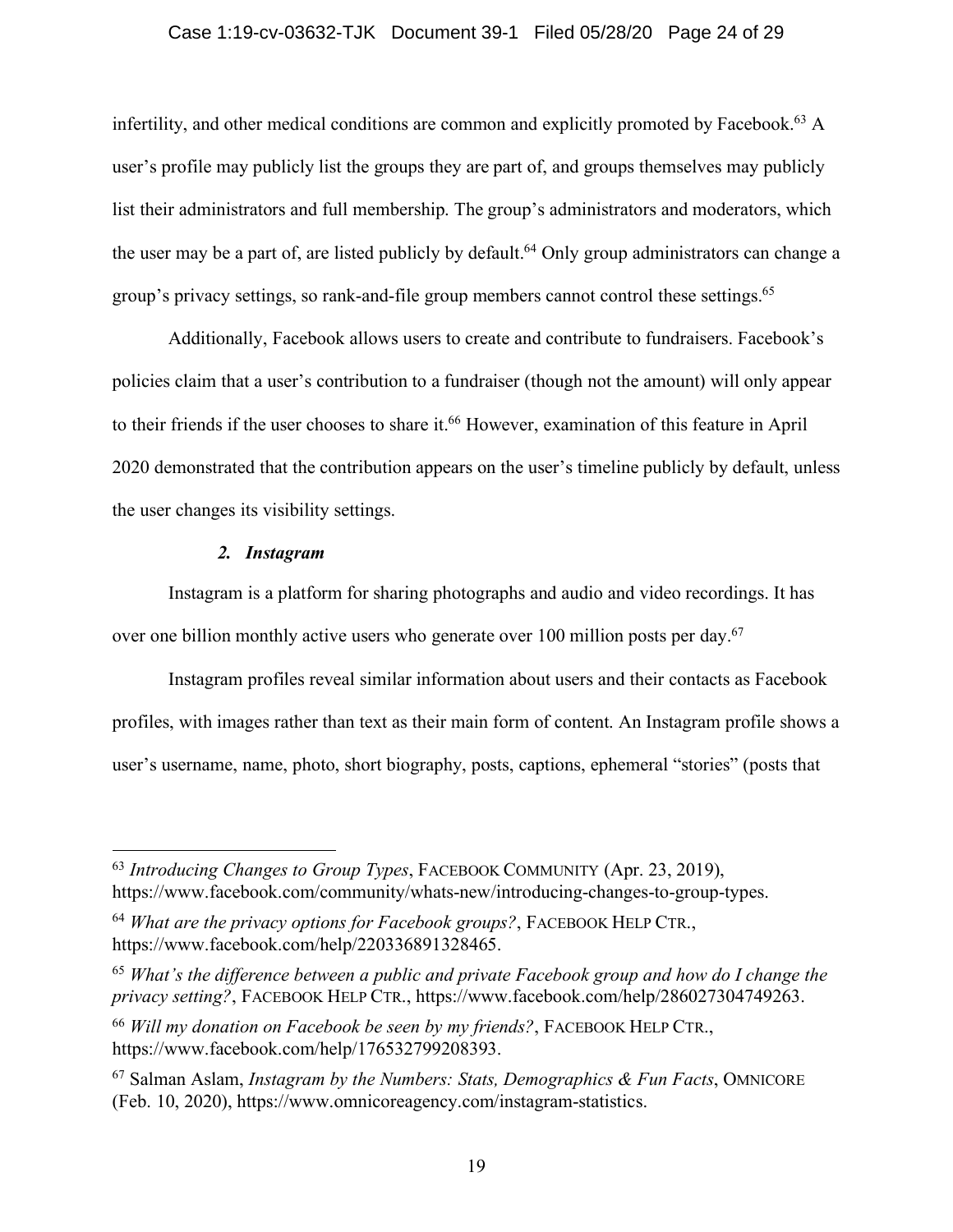infertility, and other medical conditions are common and explicitly promoted by Facebook.[63] A user's profile may publicly list the groups they are part of, and groups themselves may publicly list their administrators and full membership. The group's administrators and moderators, which the user may be a part of, are listed publicly by default.[64] Only group administrators can change a group's privacy settings, so rank-and-file group members cannot control these settings.[65]

Additionally, Facebook allows users to create and contribute to fundraisers. Facebook's policies claim that a user's contribution to a fundraiser (though not the amount) will only appear to their friends if the user chooses to share it.[66] However, examination of this feature in April 2020 demonstrated that the contribution appears on the user's timeline publicly by default, unless the user changes its visibility settings.

#### *2. Instagram*

Instagram is a platform for sharing photographs and audio and video recordings. It has over one billion monthly active users who generate over 100 million posts per day.[67]

Instagram profiles reveal similar information about users and their contacts as Facebook profiles, with images rather than text as their main form of content. An Instagram profile shows a user's username, name, photo, short biography, posts, captions, ephemeral "stories" (posts that

---

[63] *Introducing Changes to Group Types*, FACEBOOK COMMUNITY (Apr. 23, 2019), https://www.facebook.com/community/whats-new/introducing-changes-to-group-types.

[64] *What are the privacy options for Facebook groups?*, FACEBOOK HELP CTR., https://www.facebook.com/help/220336891328465.

[65] *What's the difference between a public and private Facebook group and how do I change the privacy setting?*, FACEBOOK HELP CTR., https://www.facebook.com/help/286027304749263.

[66] *Will my donation on Facebook be seen by my friends?*, FACEBOOK HELP CTR., https://www.facebook.com/help/176532799208393.

[67] Salman Aslam, *Instagram by the Numbers: Stats, Demographics & Fun Facts*, OMNICORE (Feb. 10, 2020), https://www.omnicoreagency.com/instagram-statistics.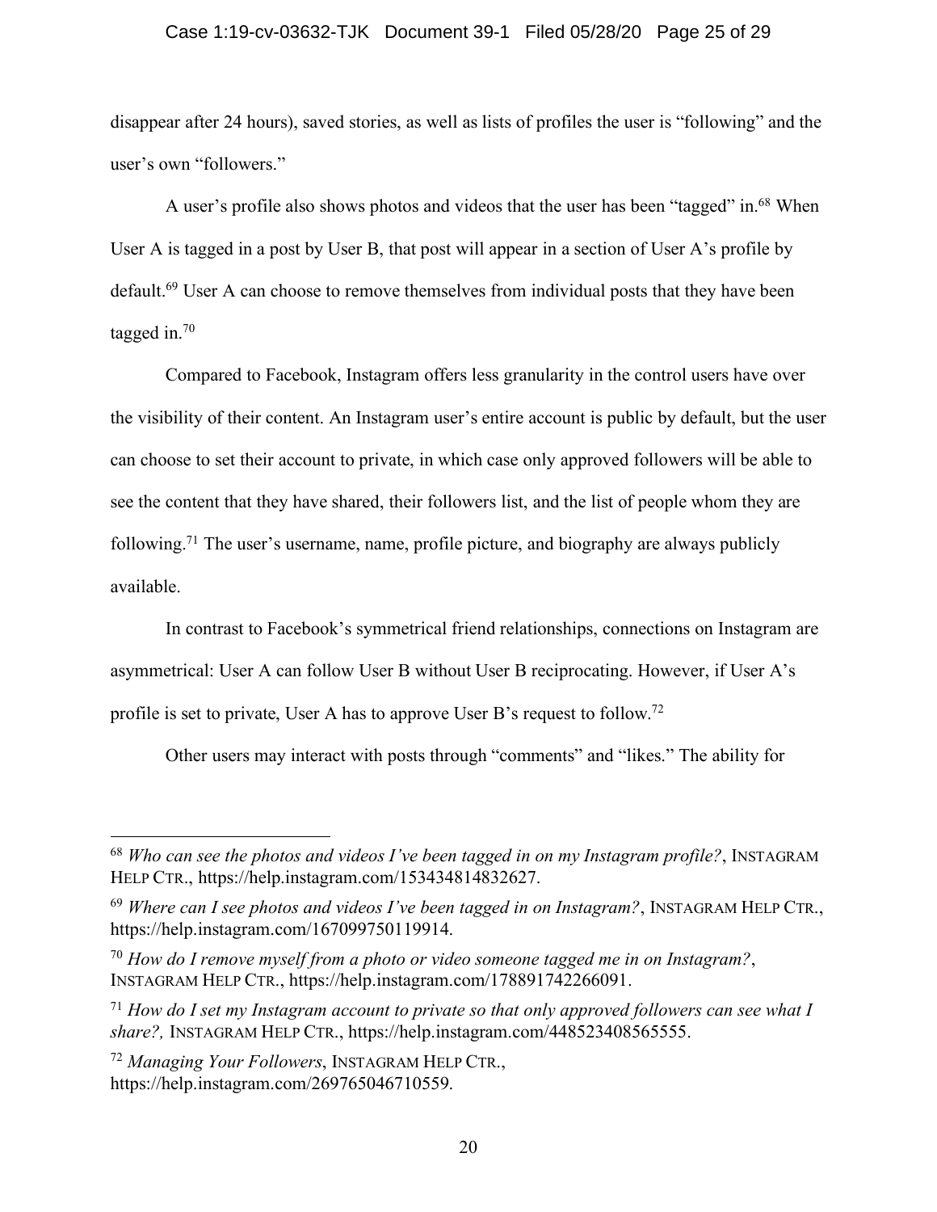disappear after 24 hours), saved stories, as well as lists of profiles the user is "following" and the user's own "followers."

A user's profile also shows photos and videos that the user has been "tagged" in.[68] When User A is tagged in a post by User B, that post will appear in a section of User A's profile by default.[69] User A can choose to remove themselves from individual posts that they have been tagged in.[70]

Compared to Facebook, Instagram offers less granularity in the control users have over the visibility of their content. An Instagram user's entire account is public by default, but the user can choose to set their account to private, in which case only approved followers will be able to see the content that they have shared, their followers list, and the list of people whom they are following.[71] The user's username, name, profile picture, and biography are always publicly available.

In contrast to Facebook's symmetrical friend relationships, connections on Instagram are asymmetrical: User A can follow User B without User B reciprocating. However, if User A's profile is set to private, User A has to approve User B's request to follow.[72]

Other users may interact with posts through "comments" and "likes." The ability for

---

[68] *Who can see the photos and videos I've been tagged in on my Instagram profile?*, INSTAGRAM HELP CTR., https://help.instagram.com/153434814832627.

[69] *Where can I see photos and videos I've been tagged in on Instagram?*, INSTAGRAM HELP CTR., https://help.instagram.com/167099750119914.

[70] *How do I remove myself from a photo or video someone tagged me in on Instagram?*, INSTAGRAM HELP CTR., https://help.instagram.com/178891742266091.

[71] *How do I set my Instagram account to private so that only approved followers can see what I share?,* INSTAGRAM HELP CTR., https://help.instagram.com/448523408565555.

[72] *Managing Your Followers*, INSTAGRAM HELP CTR., https://help.instagram.com/269765046710559.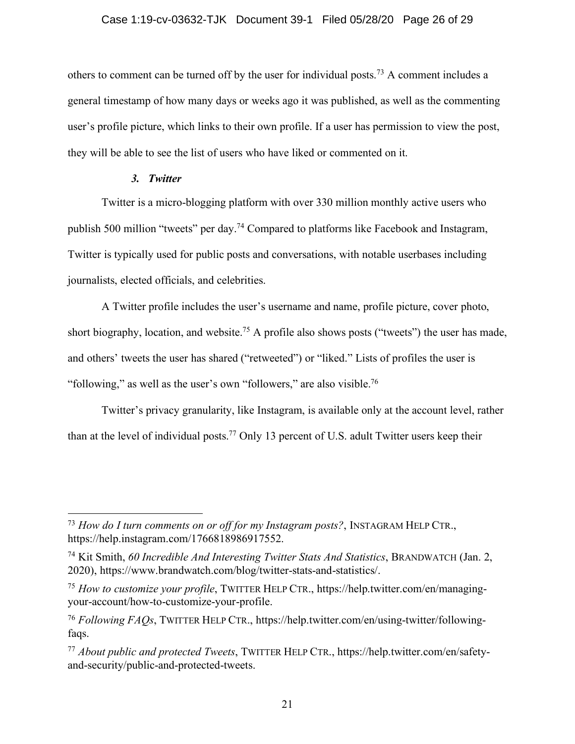others to comment can be turned off by the user for individual posts.[73] A comment includes a general timestamp of how many days or weeks ago it was published, as well as the commenting user's profile picture, which links to their own profile. If a user has permission to view the post, they will be able to see the list of users who have liked or commented on it.

### *3. Twitter*

Twitter is a micro-blogging platform with over 330 million monthly active users who publish 500 million "tweets" per day.[74] Compared to platforms like Facebook and Instagram, Twitter is typically used for public posts and conversations, with notable userbases including journalists, elected officials, and celebrities.

A Twitter profile includes the user's username and name, profile picture, cover photo, short biography, location, and website.[75] A profile also shows posts ("tweets") the user has made, and others' tweets the user has shared ("retweeted") or "liked." Lists of profiles the user is "following," as well as the user's own "followers," are also visible.[76]

Twitter's privacy granularity, like Instagram, is available only at the account level, rather than at the level of individual posts.[77] Only 13 percent of U.S. adult Twitter users keep their

---

[73] *How do I turn comments on or off for my Instagram posts?*, INSTAGRAM HELP CTR., https://help.instagram.com/1766818986917552.

[74] Kit Smith, *60 Incredible And Interesting Twitter Stats And Statistics*, BRANDWATCH (Jan. 2, 2020), https://www.brandwatch.com/blog/twitter-stats-and-statistics/.

[75] *How to customize your profile*, TWITTER HELP CTR., https://help.twitter.com/en/managing-your-account/how-to-customize-your-profile.

[76] *Following FAQs*, TWITTER HELP CTR., https://help.twitter.com/en/using-twitter/following-faqs.

[77] *About public and protected Tweets*, TWITTER HELP CTR., https://help.twitter.com/en/safety-and-security/public-and-protected-tweets.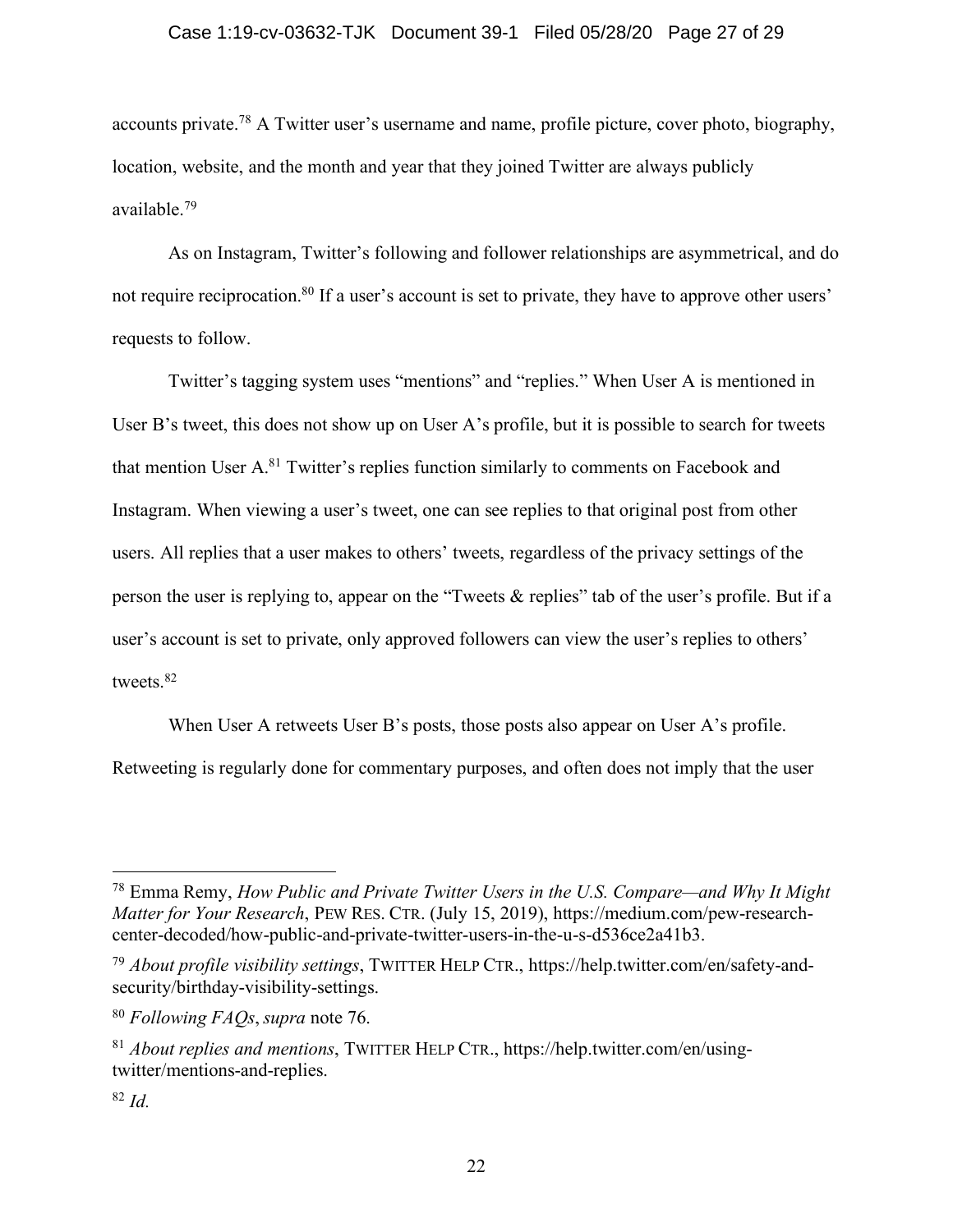accounts private.[78] A Twitter user's username and name, profile picture, cover photo, biography, location, website, and the month and year that they joined Twitter are always publicly available.[79]

As on Instagram, Twitter's following and follower relationships are asymmetrical, and do not require reciprocation.[80] If a user's account is set to private, they have to approve other users' requests to follow.

Twitter's tagging system uses "mentions" and "replies." When User A is mentioned in User B's tweet, this does not show up on User A's profile, but it is possible to search for tweets that mention User A.[81] Twitter's replies function similarly to comments on Facebook and Instagram. When viewing a user's tweet, one can see replies to that original post from other users. All replies that a user makes to others' tweets, regardless of the privacy settings of the person the user is replying to, appear on the "Tweets & replies" tab of the user's profile. But if a user's account is set to private, only approved followers can view the user's replies to others' tweets.[82]

When User A retweets User B's posts, those posts also appear on User A's profile. Retweeting is regularly done for commentary purposes, and often does not imply that the user

---

[78] Emma Remy, *How Public and Private Twitter Users in the U.S. Compare—and Why It Might Matter for Your Research*, PEW RES. CTR. (July 15, 2019), https://medium.com/pew-research-center-decoded/how-public-and-private-twitter-users-in-the-u-s-d536ce2a41b3.

[79] *About profile visibility settings*, TWITTER HELP CTR., https://help.twitter.com/en/safety-and-security/birthday-visibility-settings.

[80] *Following FAQs*, *supra* note 76.

[81] *About replies and mentions*, TWITTER HELP CTR., https://help.twitter.com/en/using-twitter/mentions-and-replies.

[82] *Id.*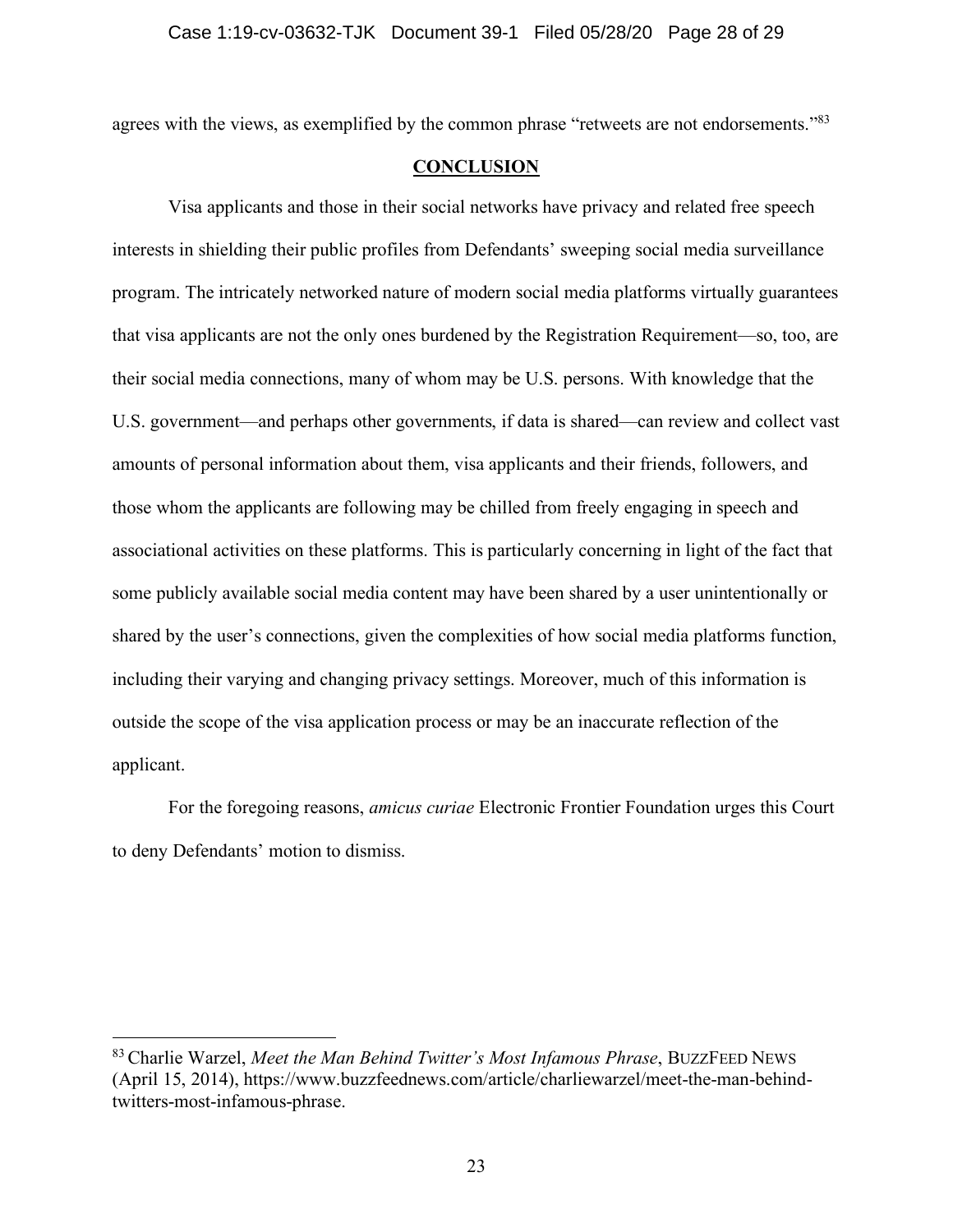agrees with the views, as exemplified by the common phrase "retweets are not endorsements."[83]

## CONCLUSION

Visa applicants and those in their social networks have privacy and related free speech interests in shielding their public profiles from Defendants' sweeping social media surveillance program. The intricately networked nature of modern social media platforms virtually guarantees that visa applicants are not the only ones burdened by the Registration Requirement—so, too, are their social media connections, many of whom may be U.S. persons. With knowledge that the U.S. government—and perhaps other governments, if data is shared—can review and collect vast amounts of personal information about them, visa applicants and their friends, followers, and those whom the applicants are following may be chilled from freely engaging in speech and associational activities on these platforms. This is particularly concerning in light of the fact that some publicly available social media content may have been shared by a user unintentionally or shared by the user's connections, given the complexities of how social media platforms function, including their varying and changing privacy settings. Moreover, much of this information is outside the scope of the visa application process or may be an inaccurate reflection of the applicant.

For the foregoing reasons, *amicus curiae* Electronic Frontier Foundation urges this Court to deny Defendants' motion to dismiss.

---

[83] Charlie Warzel, *Meet the Man Behind Twitter's Most Infamous Phrase*, BUZZFEED NEWS (April 15, 2014), https://www.buzzfeednews.com/article/charliewarzel/meet-the-man-behind-twitters-most-infamous-phrase.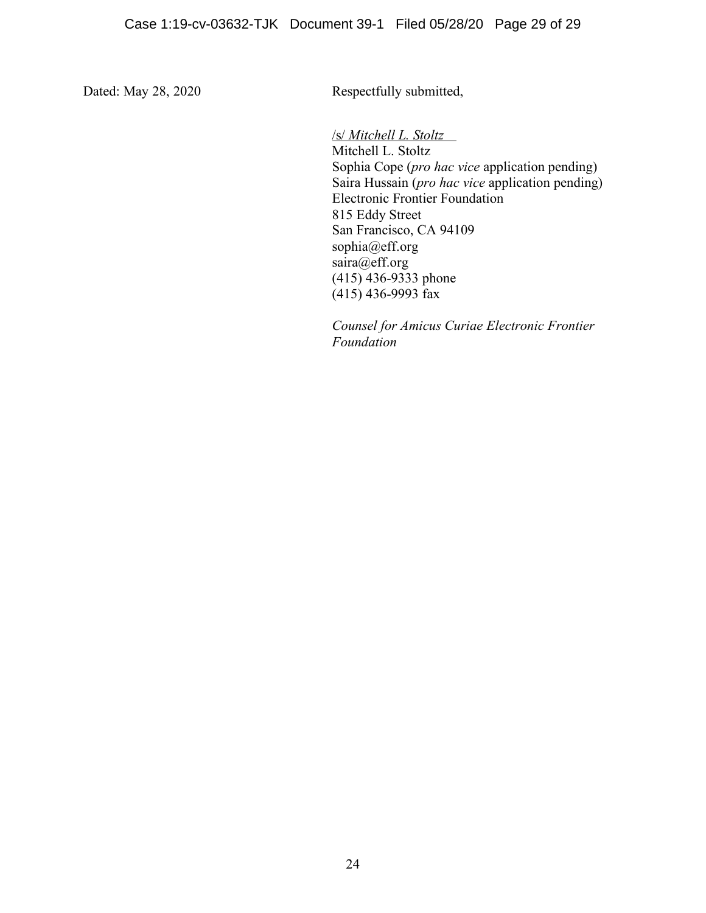Dated: May 28, 2020

Respectfully submitted,

/s/ *Mitchell L. Stoltz*
Mitchell L. Stoltz
Sophia Cope (*pro hac vice* application pending)
Saira Hussain (*pro hac vice* application pending)
Electronic Frontier Foundation
815 Eddy Street
San Francisco, CA 94109
sophia@eff.org
saira@eff.org
(415) 436-9333 phone
(415) 436-9993 fax

*Counsel for Amicus Curiae Electronic Frontier Foundation*